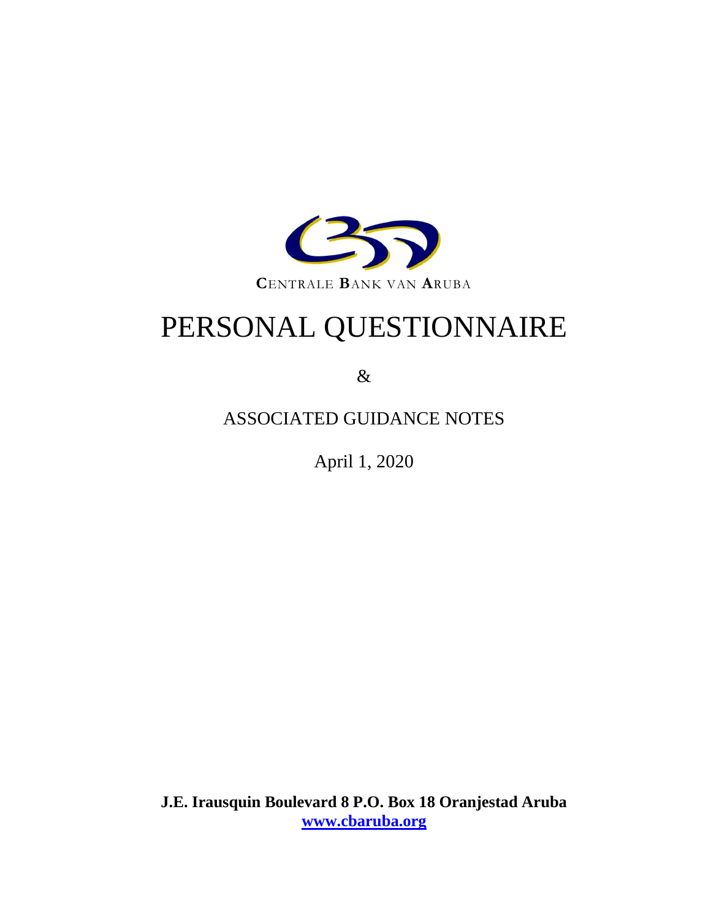CENTRALE BANK VAN ARUBA

# PERSONAL QUESTIONNAIRE

&

## ASSOCIATED GUIDANCE NOTES

April 1, 2020

**J.E. Irausquin Boulevard 8 P.O. Box 18 Oranjestad Aruba**
**[www.cbaruba.org](http://www.cbaruba.org)**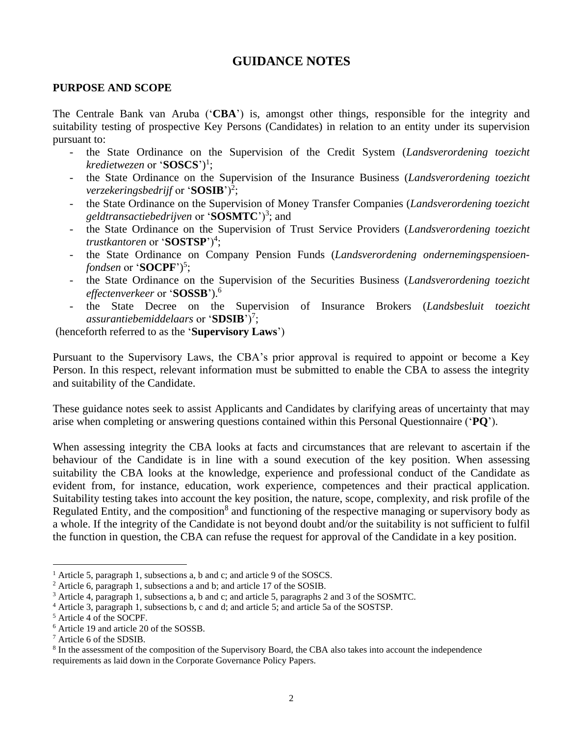# GUIDANCE NOTES

## PURPOSE AND SCOPE

The Centrale Bank van Aruba ('**CBA**') is, amongst other things, responsible for the integrity and suitability testing of prospective Key Persons (Candidates) in relation to an entity under its supervision pursuant to:

- the State Ordinance on the Supervision of the Credit System (*Landsverordening toezicht kredietwezen* or '**SOSCS**')[1];
- the State Ordinance on the Supervision of the Insurance Business (*Landsverordening toezicht verzekeringsbedrijf* or '**SOSIB**')[2];
- the State Ordinance on the Supervision of Money Transfer Companies (*Landsverordening toezicht geldtransactiebedrijven* or '**SOSMTC**')[3]; and
- the State Ordinance on the Supervision of Trust Service Providers (*Landsverordening toezicht trustkantoren* or '**SOSTSP**')[4];
- the State Ordinance on Company Pension Funds (*Landsverordening ondernemingspensioen-fondsen* or '**SOCPF**')[5];
- the State Ordinance on the Supervision of the Securities Business (*Landsverordening toezicht effectenverkeer* or '**SOSSB**').[6]
- the State Decree on the Supervision of Insurance Brokers (*Landsbesluit toezicht assurantiebemiddelaars* or '**SDSIB**')[7];

(henceforth referred to as the '**Supervisory Laws**')

Pursuant to the Supervisory Laws, the CBA's prior approval is required to appoint or become a Key Person. In this respect, relevant information must be submitted to enable the CBA to assess the integrity and suitability of the Candidate.

These guidance notes seek to assist Applicants and Candidates by clarifying areas of uncertainty that may arise when completing or answering questions contained within this Personal Questionnaire ('**PQ**').

When assessing integrity the CBA looks at facts and circumstances that are relevant to ascertain if the behaviour of the Candidate is in line with a sound execution of the key position. When assessing suitability the CBA looks at the knowledge, experience and professional conduct of the Candidate as evident from, for instance, education, work experience, competences and their practical application. Suitability testing takes into account the key position, the nature, scope, complexity, and risk profile of the Regulated Entity, and the composition[8] and functioning of the respective managing or supervisory body as a whole. If the integrity of the Candidate is not beyond doubt and/or the suitability is not sufficient to fulfil the function in question, the CBA can refuse the request for approval of the Candidate in a key position.

---

[1] Article 5, paragraph 1, subsections a, b and c; and article 9 of the SOSCS.

[2] Article 6, paragraph 1, subsections a and b; and article 17 of the SOSIB.

[3] Article 4, paragraph 1, subsections a, b and c; and article 5, paragraphs 2 and 3 of the SOSMTC.

[4] Article 3, paragraph 1, subsections b, c and d; and article 5; and article 5a of the SOSTSP.

[5] Article 4 of the SOCPF.

[6] Article 19 and article 20 of the SOSSB.

[7] Article 6 of the SDSIB.

[8] In the assessment of the composition of the Supervisory Board, the CBA also takes into account the independence requirements as laid down in the Corporate Governance Policy Papers.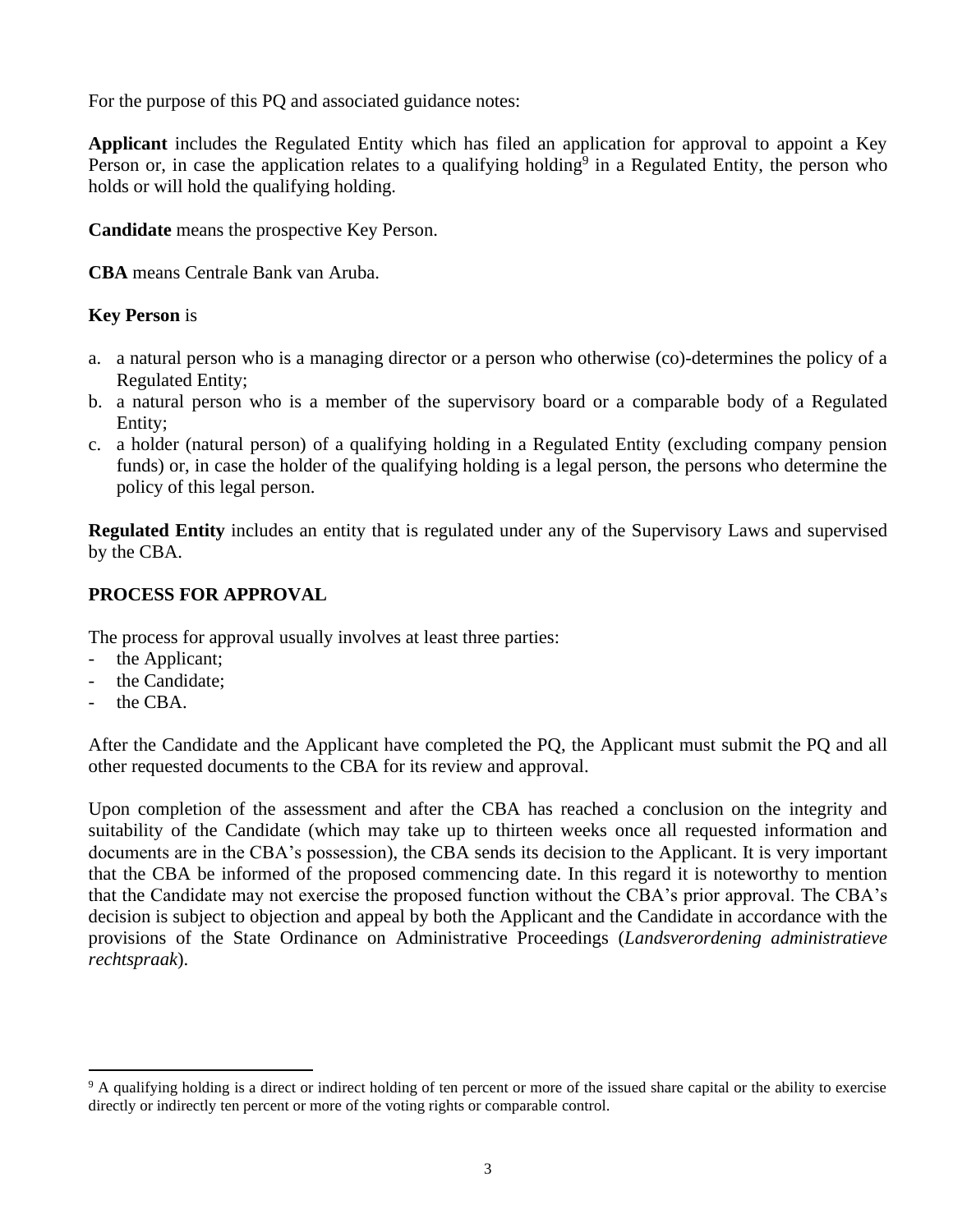For the purpose of this PQ and associated guidance notes:

**Applicant** includes the Regulated Entity which has filed an application for approval to appoint a Key Person or, in case the application relates to a qualifying holding[9] in a Regulated Entity, the person who holds or will hold the qualifying holding.

**Candidate** means the prospective Key Person.

**CBA** means Centrale Bank van Aruba.

**Key Person** is

a. a natural person who is a managing director or a person who otherwise (co)-determines the policy of a Regulated Entity;
b. a natural person who is a member of the supervisory board or a comparable body of a Regulated Entity;
c. a holder (natural person) of a qualifying holding in a Regulated Entity (excluding company pension funds) or, in case the holder of the qualifying holding is a legal person, the persons who determine the policy of this legal person.

**Regulated Entity** includes an entity that is regulated under any of the Supervisory Laws and supervised by the CBA.

## PROCESS FOR APPROVAL

The process for approval usually involves at least three parties:
- the Applicant;
- the Candidate;
- the CBA.

After the Candidate and the Applicant have completed the PQ, the Applicant must submit the PQ and all other requested documents to the CBA for its review and approval.

Upon completion of the assessment and after the CBA has reached a conclusion on the integrity and suitability of the Candidate (which may take up to thirteen weeks once all requested information and documents are in the CBA's possession), the CBA sends its decision to the Applicant. It is very important that the CBA be informed of the proposed commencing date. In this regard it is noteworthy to mention that the Candidate may not exercise the proposed function without the CBA's prior approval. The CBA's decision is subject to objection and appeal by both the Applicant and the Candidate in accordance with the provisions of the State Ordinance on Administrative Proceedings (*Landsverordening administratieve rechtspraak*).

---

[9] A qualifying holding is a direct or indirect holding of ten percent or more of the issued share capital or the ability to exercise directly or indirectly ten percent or more of the voting rights or comparable control.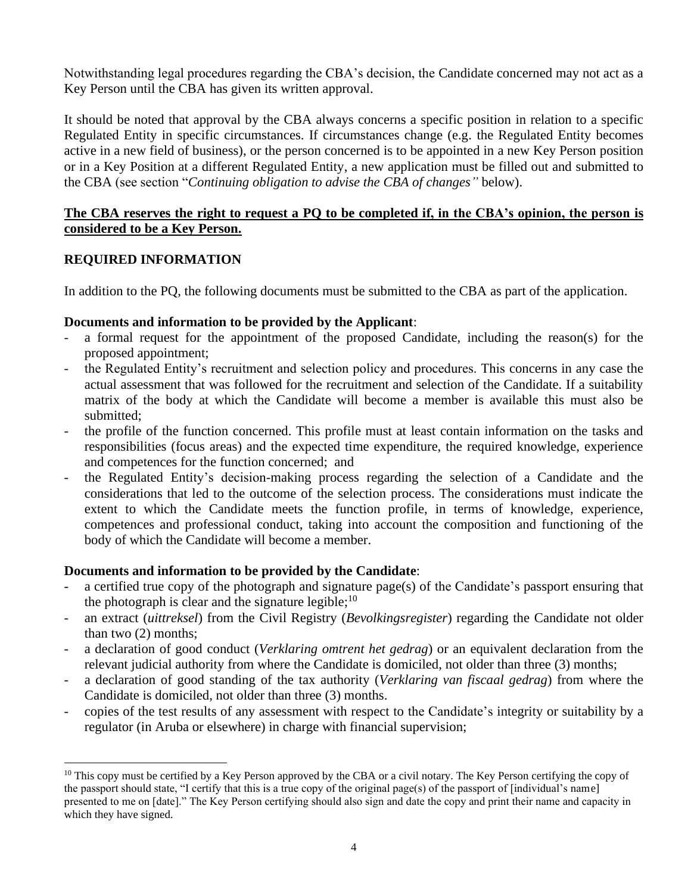Notwithstanding legal procedures regarding the CBA's decision, the Candidate concerned may not act as a Key Person until the CBA has given its written approval.

It should be noted that approval by the CBA always concerns a specific position in relation to a specific Regulated Entity in specific circumstances. If circumstances change (e.g. the Regulated Entity becomes active in a new field of business), or the person concerned is to be appointed in a new Key Person position or in a Key Position at a different Regulated Entity, a new application must be filled out and submitted to the CBA (see section "*Continuing obligation to advise the CBA of changes"* below).

**The CBA reserves the right to request a PQ to be completed if, in the CBA's opinion, the person is considered to be a Key Person.**

## REQUIRED INFORMATION

In addition to the PQ, the following documents must be submitted to the CBA as part of the application.

**Documents and information to be provided by the Applicant**:

- a formal request for the appointment of the proposed Candidate, including the reason(s) for the proposed appointment;
- the Regulated Entity's recruitment and selection policy and procedures. This concerns in any case the actual assessment that was followed for the recruitment and selection of the Candidate. If a suitability matrix of the body at which the Candidate will become a member is available this must also be submitted;
- the profile of the function concerned. This profile must at least contain information on the tasks and responsibilities (focus areas) and the expected time expenditure, the required knowledge, experience and competences for the function concerned; and
- the Regulated Entity's decision-making process regarding the selection of a Candidate and the considerations that led to the outcome of the selection process. The considerations must indicate the extent to which the Candidate meets the function profile, in terms of knowledge, experience, competences and professional conduct, taking into account the composition and functioning of the body of which the Candidate will become a member.

**Documents and information to be provided by the Candidate**:

- a certified true copy of the photograph and signature page(s) of the Candidate's passport ensuring that the photograph is clear and the signature legible;[10]
- an extract (*uittreksel*) from the Civil Registry (*Bevolkingsregister*) regarding the Candidate not older than two (2) months;
- a declaration of good conduct (*Verklaring omtrent het gedrag*) or an equivalent declaration from the relevant judicial authority from where the Candidate is domiciled, not older than three (3) months;
- a declaration of good standing of the tax authority (*Verklaring van fiscaal gedrag*) from where the Candidate is domiciled, not older than three (3) months.
- copies of the test results of any assessment with respect to the Candidate's integrity or suitability by a regulator (in Aruba or elsewhere) in charge with financial supervision;

[10] This copy must be certified by a Key Person approved by the CBA or a civil notary. The Key Person certifying the copy of the passport should state, "I certify that this is a true copy of the original page(s) of the passport of [individual's name] presented to me on [date]." The Key Person certifying should also sign and date the copy and print their name and capacity in which they have signed.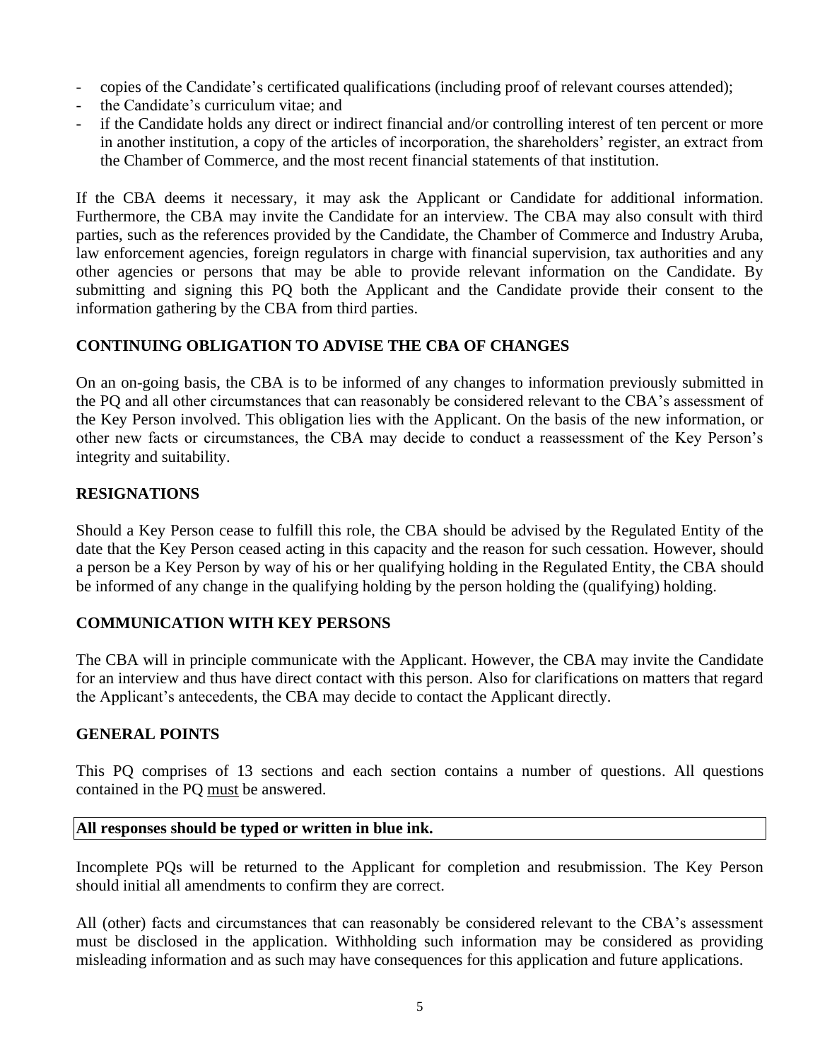- copies of the Candidate's certificated qualifications (including proof of relevant courses attended);
- the Candidate's curriculum vitae; and
- if the Candidate holds any direct or indirect financial and/or controlling interest of ten percent or more in another institution, a copy of the articles of incorporation, the shareholders' register, an extract from the Chamber of Commerce, and the most recent financial statements of that institution.

If the CBA deems it necessary, it may ask the Applicant or Candidate for additional information. Furthermore, the CBA may invite the Candidate for an interview. The CBA may also consult with third parties, such as the references provided by the Candidate, the Chamber of Commerce and Industry Aruba, law enforcement agencies, foreign regulators in charge with financial supervision, tax authorities and any other agencies or persons that may be able to provide relevant information on the Candidate. By submitting and signing this PQ both the Applicant and the Candidate provide their consent to the information gathering by the CBA from third parties.

## CONTINUING OBLIGATION TO ADVISE THE CBA OF CHANGES

On an on-going basis, the CBA is to be informed of any changes to information previously submitted in the PQ and all other circumstances that can reasonably be considered relevant to the CBA's assessment of the Key Person involved. This obligation lies with the Applicant. On the basis of the new information, or other new facts or circumstances, the CBA may decide to conduct a reassessment of the Key Person's integrity and suitability.

## RESIGNATIONS

Should a Key Person cease to fulfill this role, the CBA should be advised by the Regulated Entity of the date that the Key Person ceased acting in this capacity and the reason for such cessation. However, should a person be a Key Person by way of his or her qualifying holding in the Regulated Entity, the CBA should be informed of any change in the qualifying holding by the person holding the (qualifying) holding.

## COMMUNICATION WITH KEY PERSONS

The CBA will in principle communicate with the Applicant. However, the CBA may invite the Candidate for an interview and thus have direct contact with this person. Also for clarifications on matters that regard the Applicant's antecedents, the CBA may decide to contact the Applicant directly.

## GENERAL POINTS

This PQ comprises of 13 sections and each section contains a number of questions. All questions contained in the PQ <u>must</u> be answered.

| **All responses should be typed or written in blue ink.** |
|---|

Incomplete PQs will be returned to the Applicant for completion and resubmission. The Key Person should initial all amendments to confirm they are correct.

All (other) facts and circumstances that can reasonably be considered relevant to the CBA's assessment must be disclosed in the application. Withholding such information may be considered as providing misleading information and as such may have consequences for this application and future applications.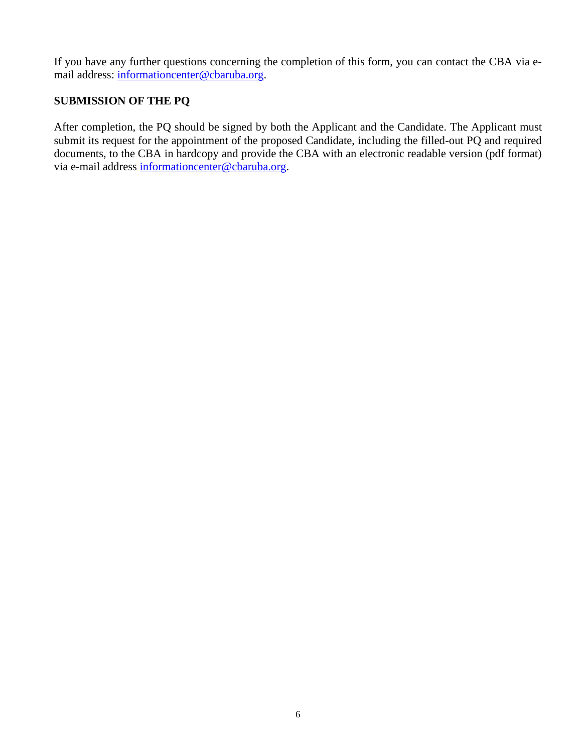If you have any further questions concerning the completion of this form, you can contact the CBA via e-mail address: informationcenter@cbaruba.org.

**SUBMISSION OF THE PQ**

After completion, the PQ should be signed by both the Applicant and the Candidate. The Applicant must submit its request for the appointment of the proposed Candidate, including the filled-out PQ and required documents, to the CBA in hardcopy and provide the CBA with an electronic readable version (pdf format) via e-mail address informationcenter@cbaruba.org.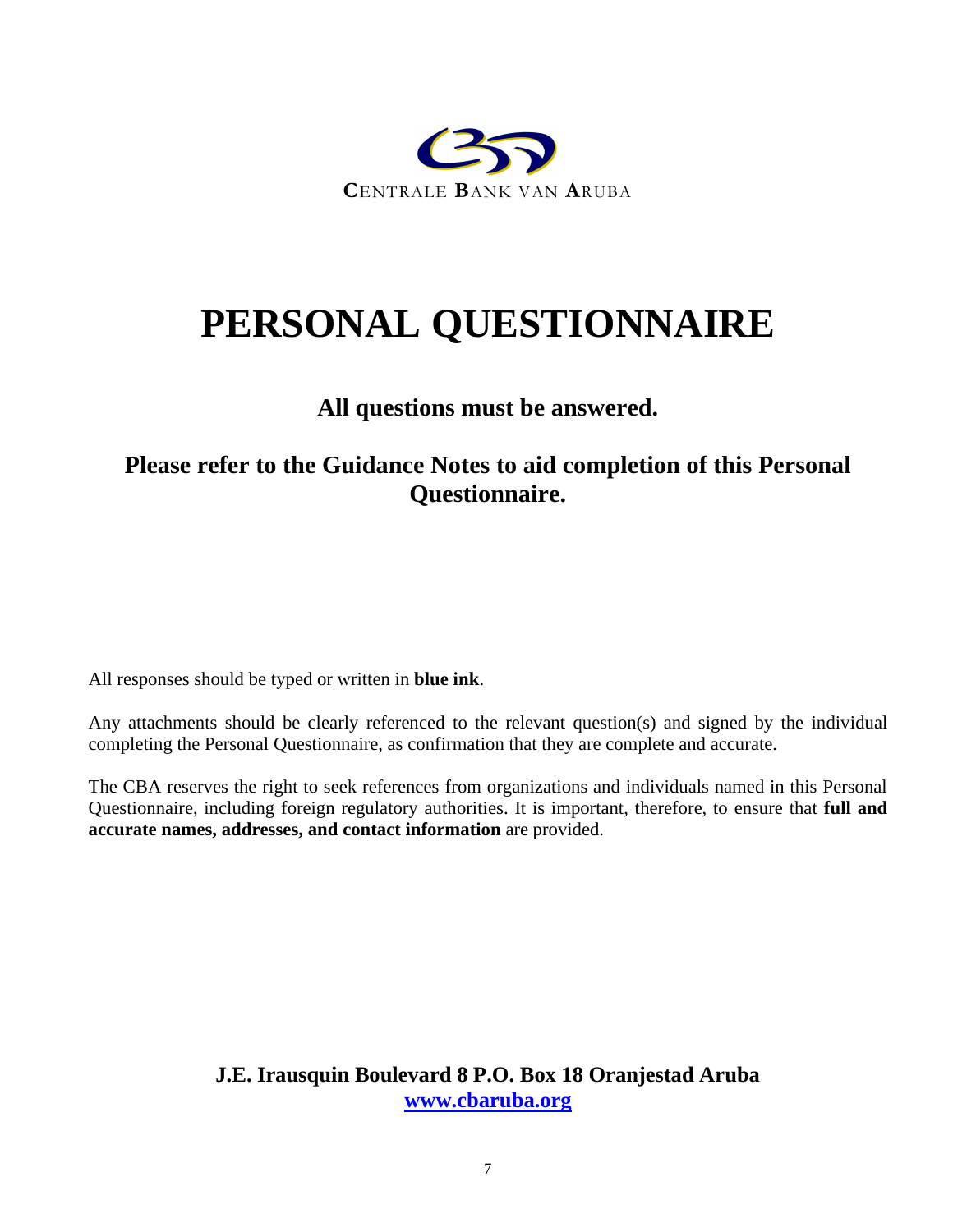CENTRALE BANK VAN ARUBA

# PERSONAL QUESTIONNAIRE

## All questions must be answered.

## Please refer to the Guidance Notes to aid completion of this Personal Questionnaire.

All responses should be typed or written in **blue ink**.

Any attachments should be clearly referenced to the relevant question(s) and signed by the individual completing the Personal Questionnaire, as confirmation that they are complete and accurate.

The CBA reserves the right to seek references from organizations and individuals named in this Personal Questionnaire, including foreign regulatory authorities. It is important, therefore, to ensure that **full and accurate names, addresses, and contact information** are provided.

**J.E. Irausquin Boulevard 8 P.O. Box 18 Oranjestad Aruba**
**www.cbaruba.org**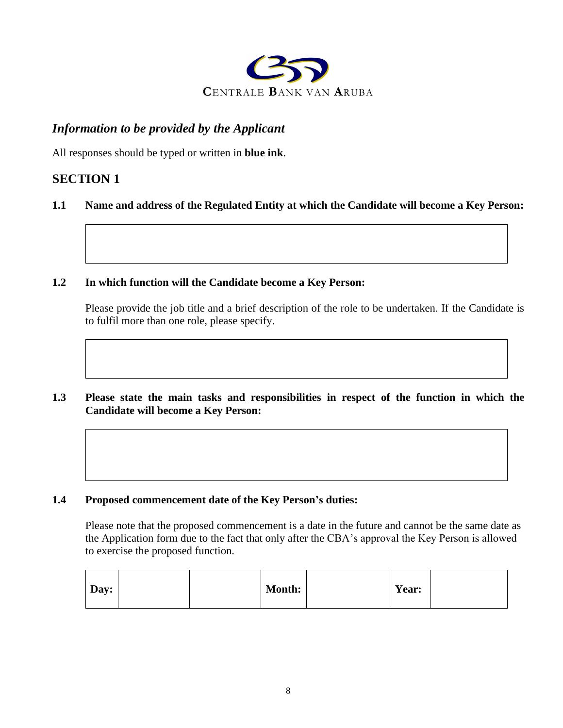**C**ENTRALE **B**ANK VAN **A**RUBA

## *Information to be provided by the Applicant*

All responses should be typed or written in **blue ink**.

## SECTION 1

**1.1 Name and address of the Regulated Entity at which the Candidate will become a Key Person:**

|  |
|---|
|  |

**1.2 In which function will the Candidate become a Key Person:**

Please provide the job title and a brief description of the role to be undertaken. If the Candidate is to fulfil more than one role, please specify.

|  |
|---|
|  |

**1.3 Please state the main tasks and responsibilities in respect of the function in which the Candidate will become a Key Person:**

|  |
|---|
|  |

**1.4 Proposed commencement date of the Key Person's duties:**

Please note that the proposed commencement is a date in the future and cannot be the same date as the Application form due to the fact that only after the CBA's approval the Key Person is allowed to exercise the proposed function.

| **Day:** | | | **Month:** | | **Year:** | |
|---|---|---|---|---|---|---|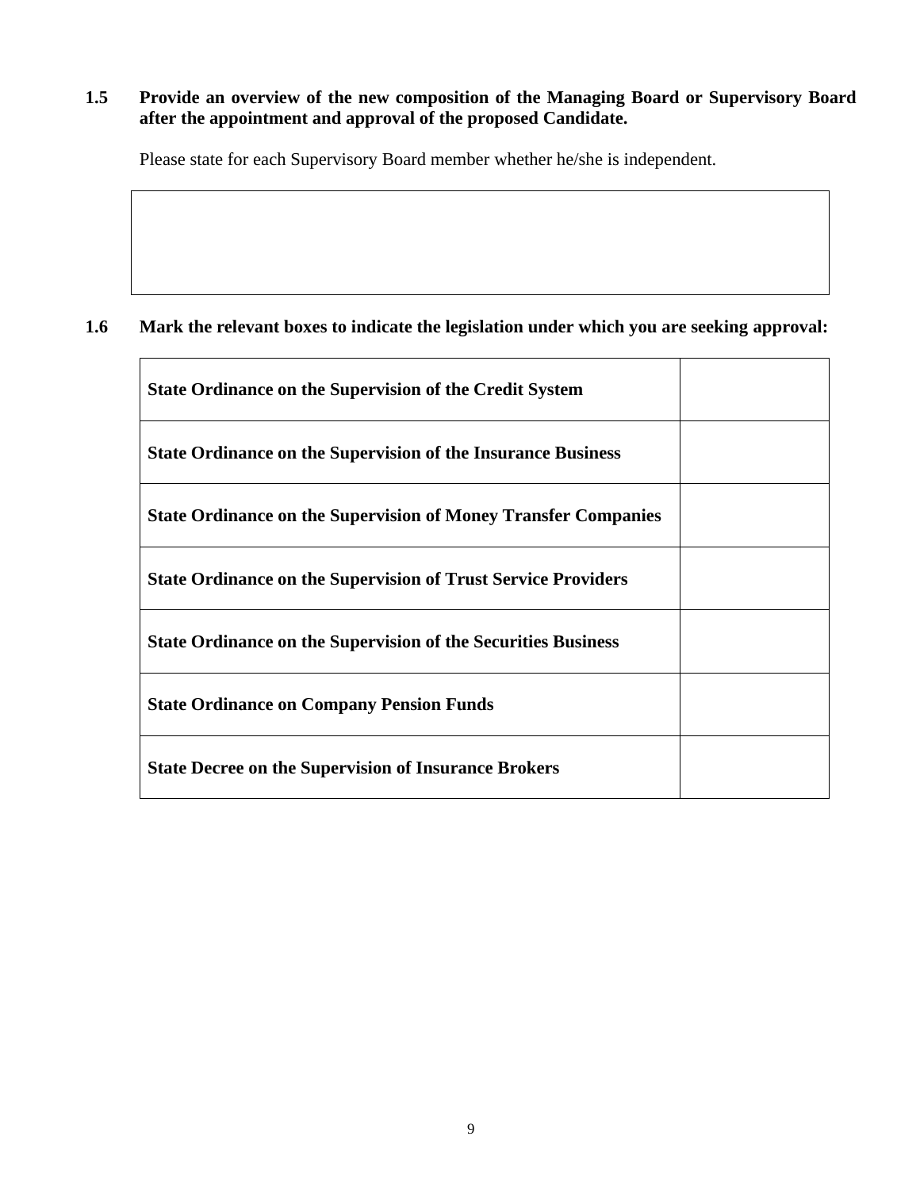**1.5 Provide an overview of the new composition of the Managing Board or Supervisory Board after the appointment and approval of the proposed Candidate.**

Please state for each Supervisory Board member whether he/she is independent.

| |
|---|
| |

**1.6 Mark the relevant boxes to indicate the legislation under which you are seeking approval:**

| | |
|---|---|
| **State Ordinance on the Supervision of the Credit System** | |
| **State Ordinance on the Supervision of the Insurance Business** | |
| **State Ordinance on the Supervision of Money Transfer Companies** | |
| **State Ordinance on the Supervision of Trust Service Providers** | |
| **State Ordinance on the Supervision of the Securities Business** | |
| **State Ordinance on Company Pension Funds** | |
| **State Decree on the Supervision of Insurance Brokers** | |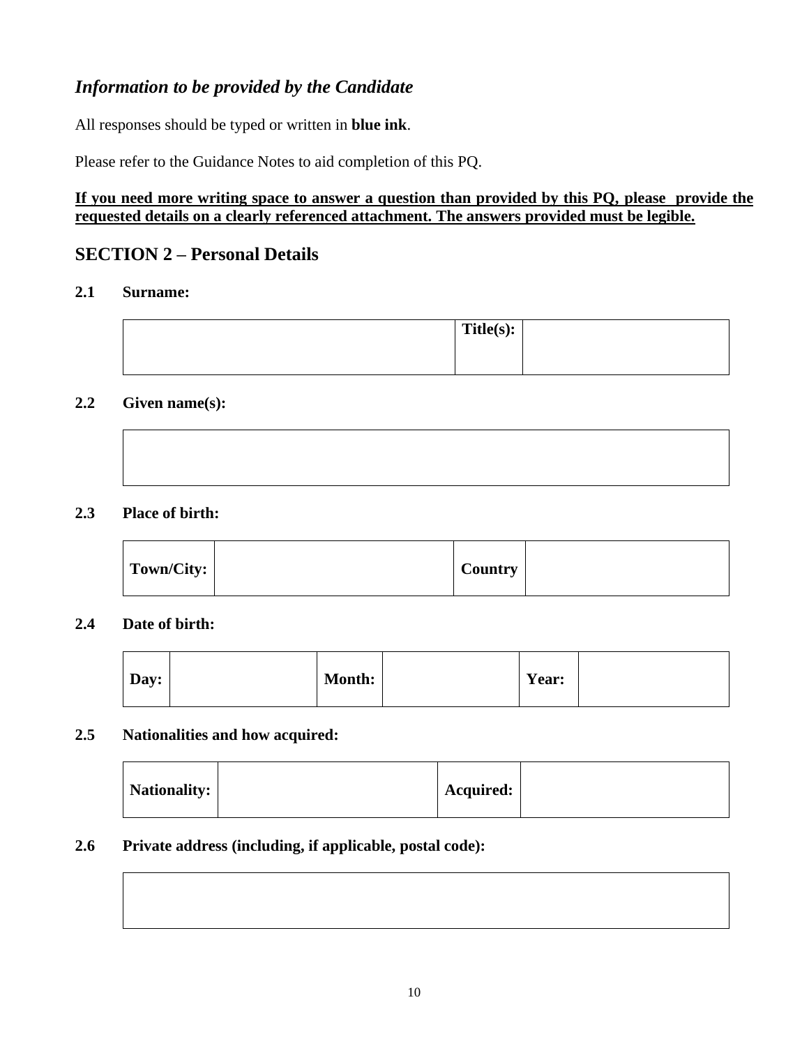### *Information to be provided by the Candidate*

All responses should be typed or written in **blue ink**.

Please refer to the Guidance Notes to aid completion of this PQ.

**<u>If you need more writing space to answer a question than provided by this PQ, please provide the requested details on a clearly referenced attachment. The answers provided must be legible.</u>**

## SECTION 2 – Personal Details

**2.1 Surname:**

| | **Title(s):** | |
|---|---|---|

**2.2 Given name(s):**

| |
|---|

**2.3 Place of birth:**

| **Town/City:** | | **Country** | |
|---|---|---|---|

**2.4 Date of birth:**

| **Day:** | | **Month:** | | **Year:** | |
|---|---|---|---|---|---|

**2.5 Nationalities and how acquired:**

| **Nationality:** | | **Acquired:** | |
|---|---|---|---|

**2.6 Private address (including, if applicable, postal code):**

| |
|---|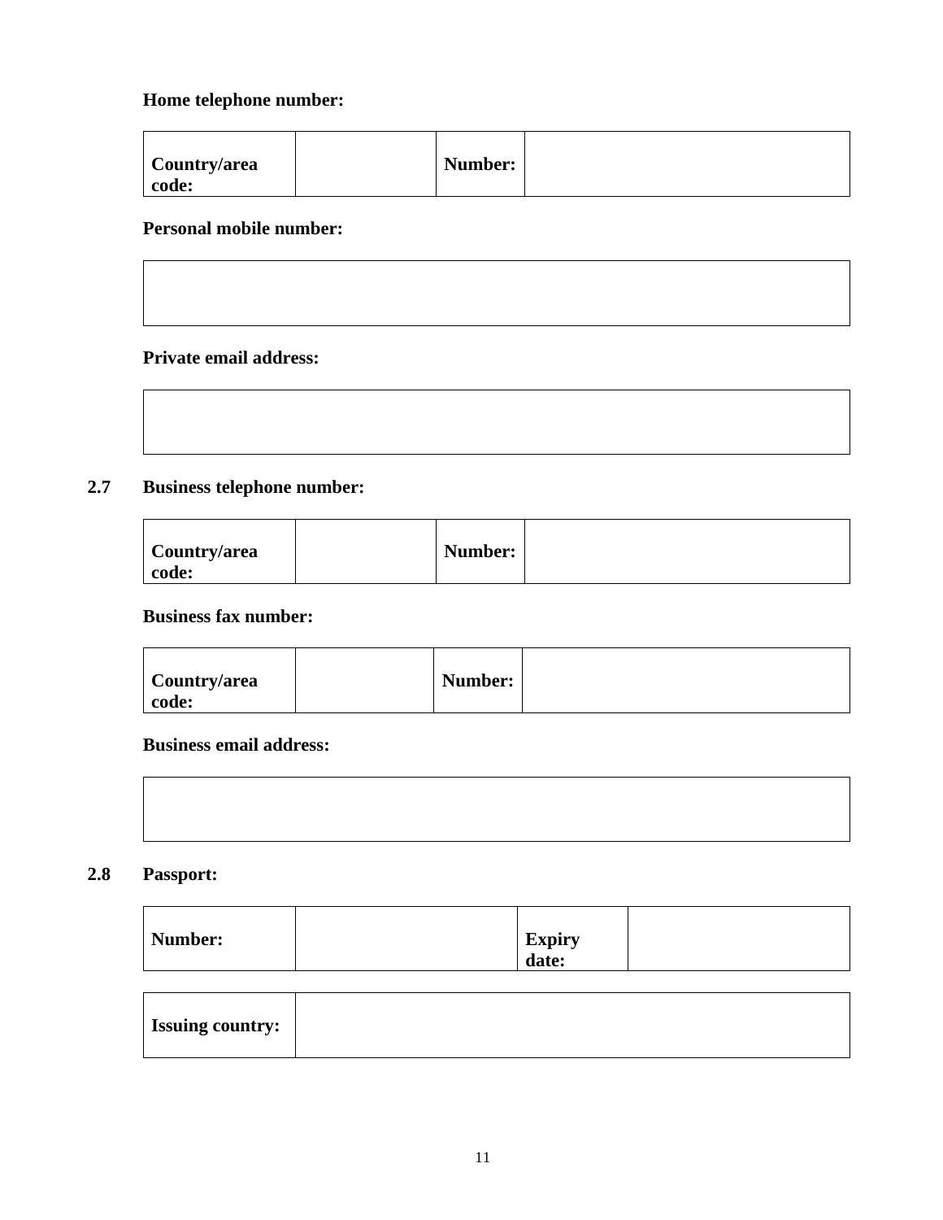**Home telephone number:**

| Country/area code: | | Number: | |
|---|---|---|---|

**Personal mobile number:**

| |
|---|

**Private email address:**

| |
|---|

**2.7 Business telephone number:**

| Country/area code: | | Number: | |
|---|---|---|---|

**Business fax number:**

| Country/area code: | | Number: | |
|---|---|---|---|

**Business email address:**

| |
|---|

**2.8 Passport:**

| Number: | | Expiry date: | |
|---|---|---|---|

| Issuing country: | |
|---|---|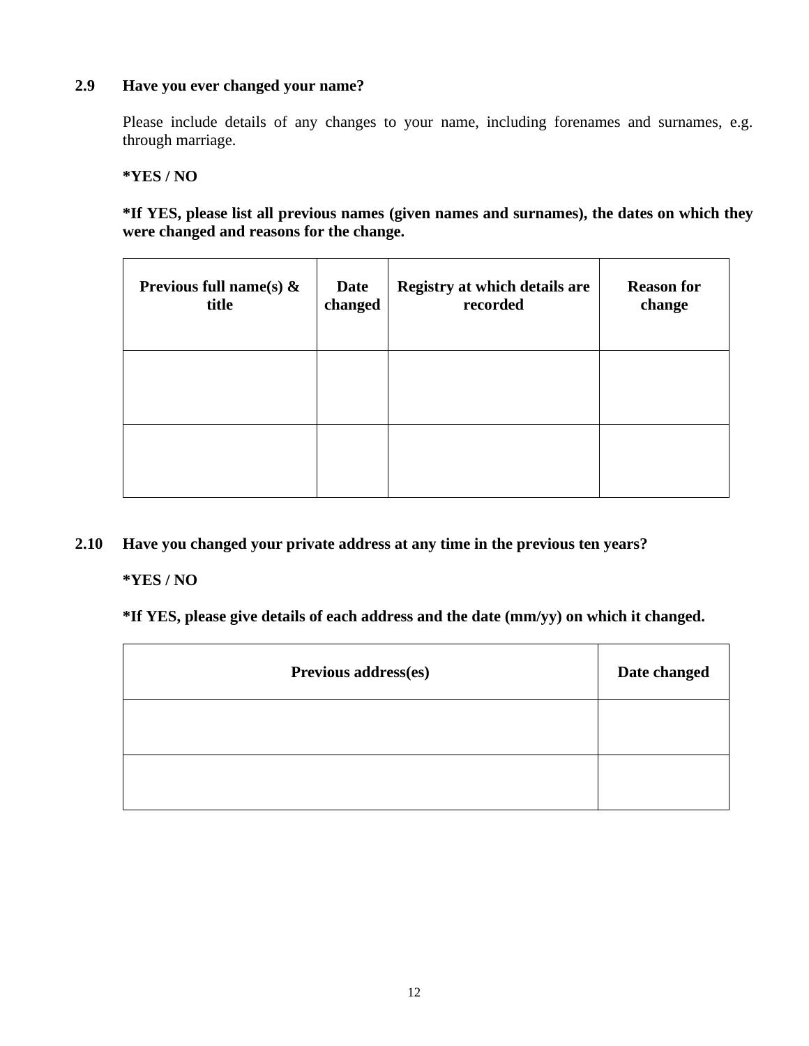**2.9 Have you ever changed your name?**

Please include details of any changes to your name, including forenames and surnames, e.g. through marriage.

**\*YES / NO**

**\*If YES, please list all previous names (given names and surnames), the dates on which they were changed and reasons for the change.**

| Previous full name(s) & title | Date changed | Registry at which details are recorded | Reason for change |
| --- | --- | --- | --- |
| | | | |
| | | | |

**2.10 Have you changed your private address at any time in the previous ten years?**

**\*YES / NO**

**\*If YES, please give details of each address and the date (mm/yy) on which it changed.**

| Previous address(es) | Date changed |
| --- | --- |
| | |
| | |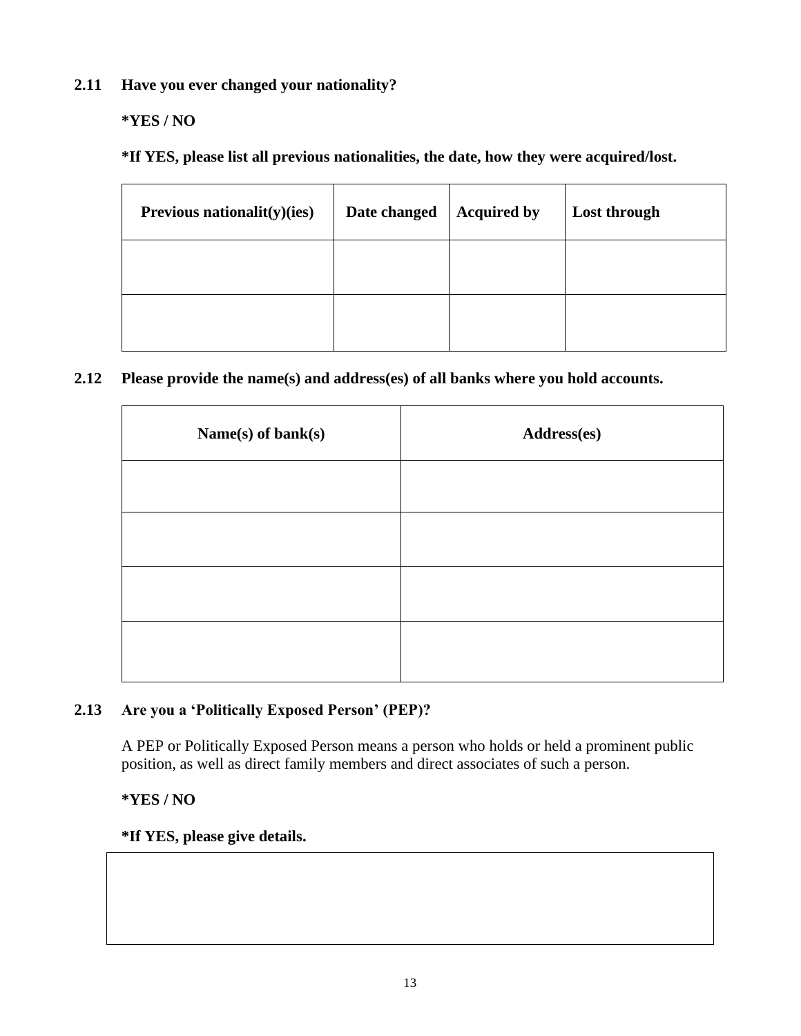**2.11 Have you ever changed your nationality?**

**\*YES / NO**

**\*If YES, please list all previous nationalities, the date, how they were acquired/lost.**

| Previous nationalit(y)(ies) | Date changed | Acquired by | Lost through |
|---|---|---|---|
| | | | |
| | | | |

**2.12 Please provide the name(s) and address(es) of all banks where you hold accounts.**

| Name(s) of bank(s) | Address(es) |
|---|---|
| | |
| | |
| | |
| | |

**2.13 Are you a 'Politically Exposed Person' (PEP)?**

A PEP or Politically Exposed Person means a person who holds or held a prominent public position, as well as direct family members and direct associates of such a person.

**\*YES / NO**

**\*If YES, please give details.**

| |
|---|
| |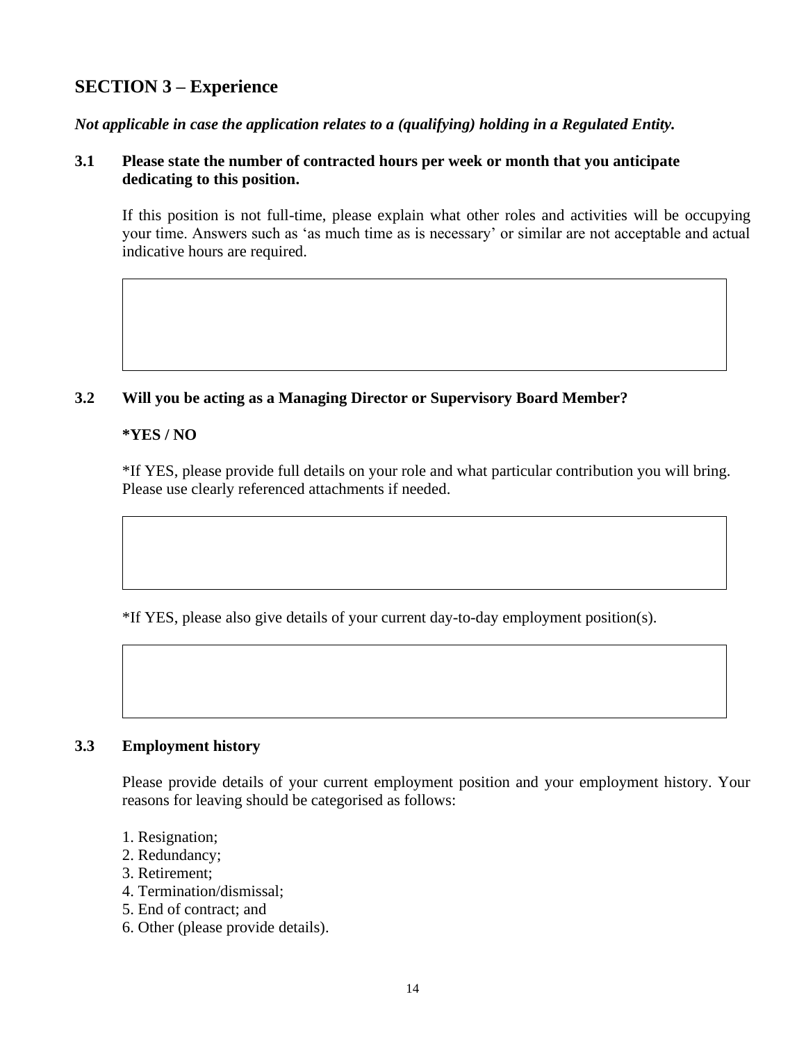## SECTION 3 – Experience

***Not applicable in case the application relates to a (qualifying) holding in a Regulated Entity.***

**3.1 Please state the number of contracted hours per week or month that you anticipate dedicating to this position.**

If this position is not full-time, please explain what other roles and activities will be occupying your time. Answers such as 'as much time as is necessary' or similar are not acceptable and actual indicative hours are required.

| |
|---|
| |

**3.2 Will you be acting as a Managing Director or Supervisory Board Member?**

***YES / NO**

*If YES, please provide full details on your role and what particular contribution you will bring. Please use clearly referenced attachments if needed.

| |
|---|
| |

*If YES, please also give details of your current day-to-day employment position(s).

| |
|---|
| |

**3.3 Employment history**

Please provide details of your current employment position and your employment history. Your reasons for leaving should be categorised as follows:

1. Resignation;
2. Redundancy;
3. Retirement;
4. Termination/dismissal;
5. End of contract; and
6. Other (please provide details).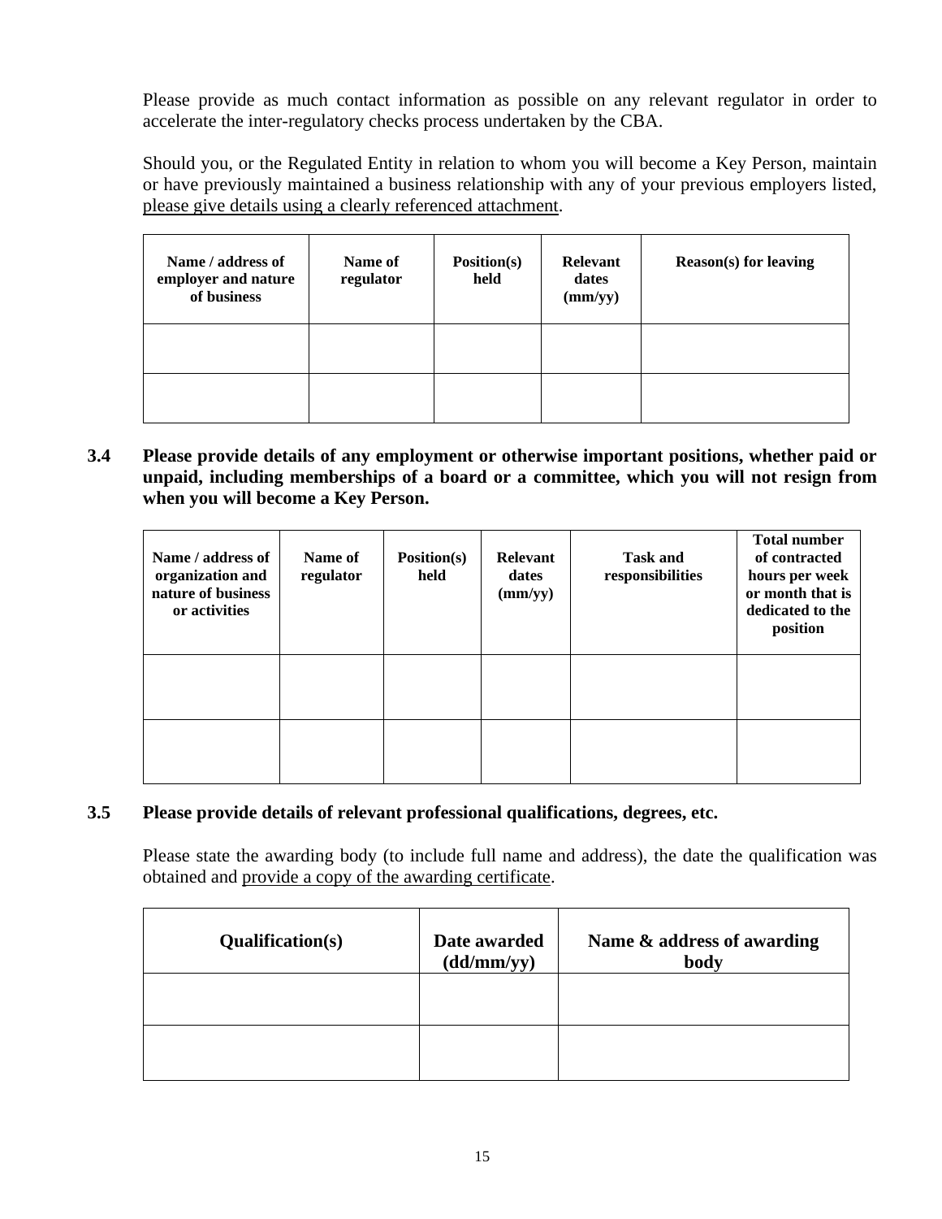Please provide as much contact information as possible on any relevant regulator in order to accelerate the inter-regulatory checks process undertaken by the CBA.

Should you, or the Regulated Entity in relation to whom you will become a Key Person, maintain or have previously maintained a business relationship with any of your previous employers listed, please give details using a clearly referenced attachment.

| Name / address of employer and nature of business | Name of regulator | Position(s) held | Relevant dates (mm/yy) | Reason(s) for leaving |
|---|---|---|---|---|
| | | | | |
| | | | | |

**3.4 Please provide details of any employment or otherwise important positions, whether paid or unpaid, including memberships of a board or a committee, which you will not resign from when you will become a Key Person.**

| Name / address of organization and nature of business or activities | Name of regulator | Position(s) held | Relevant dates (mm/yy) | Task and responsibilities | Total number of contracted hours per week or month that is dedicated to the position |
|---|---|---|---|---|---|
| | | | | | |
| | | | | | |

**3.5 Please provide details of relevant professional qualifications, degrees, etc.**

Please state the awarding body (to include full name and address), the date the qualification was obtained and provide a copy of the awarding certificate.

| Qualification(s) | Date awarded (dd/mm/yy) | Name & address of awarding body |
|---|---|---|
| | | |
| | | |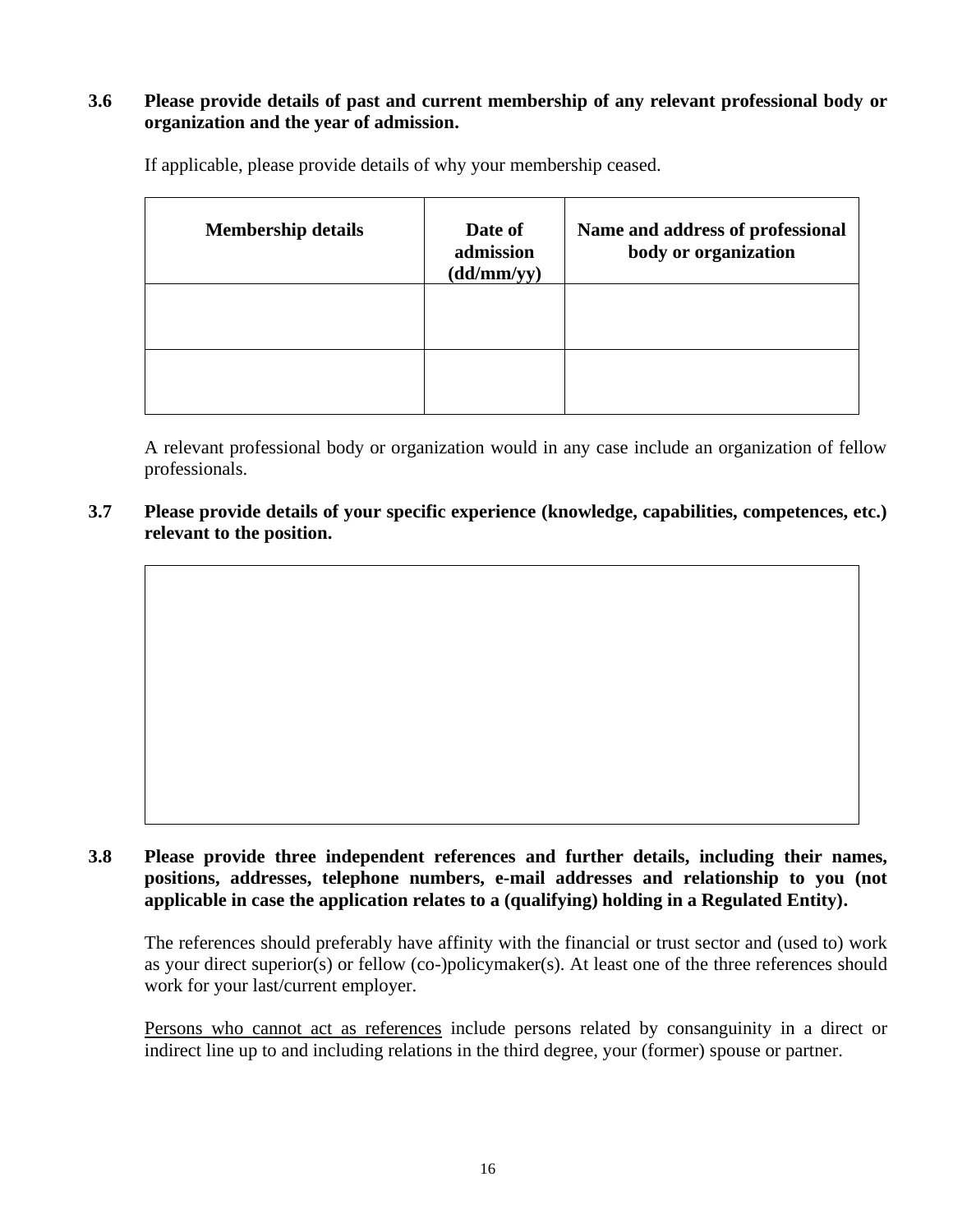**3.6 Please provide details of past and current membership of any relevant professional body or organization and the year of admission.**

If applicable, please provide details of why your membership ceased.

| Membership details | Date of admission (dd/mm/yy) | Name and address of professional body or organization |
|---|---|---|
| | | |
| | | |

A relevant professional body or organization would in any case include an organization of fellow professionals.

**3.7 Please provide details of your specific experience (knowledge, capabilities, competences, etc.) relevant to the position.**

| |
|---|
| |

**3.8 Please provide three independent references and further details, including their names, positions, addresses, telephone numbers, e-mail addresses and relationship to you (not applicable in case the application relates to a (qualifying) holding in a Regulated Entity).**

The references should preferably have affinity with the financial or trust sector and (used to) work as your direct superior(s) or fellow (co-)policymaker(s). At least one of the three references should work for your last/current employer.

<u>Persons who cannot act as references</u> include persons related by consanguinity in a direct or indirect line up to and including relations in the third degree, your (former) spouse or partner.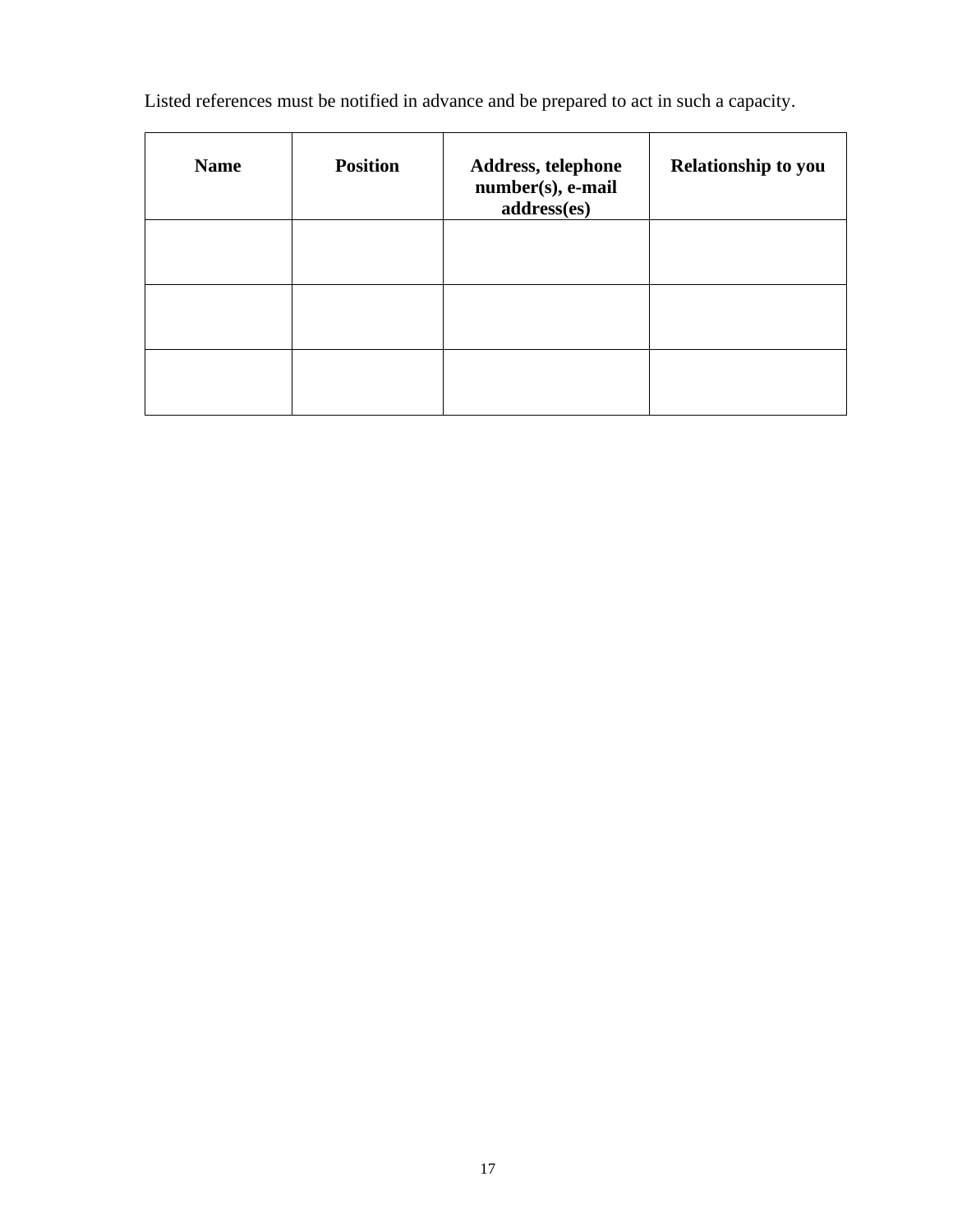Listed references must be notified in advance and be prepared to act in such a capacity.

| Name | Position | Address, telephone number(s), e-mail address(es) | Relationship to you |
| --- | --- | --- | --- |
| | | | |
| | | | |
| | | | |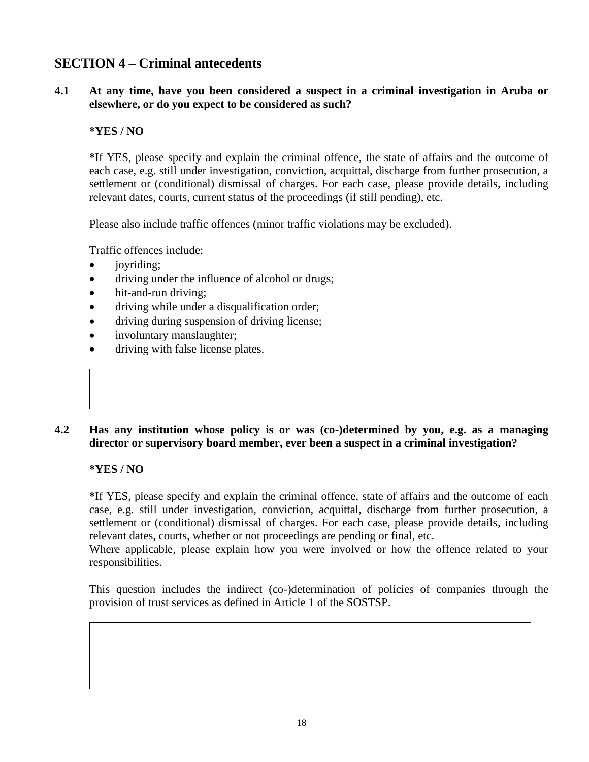## SECTION 4 – Criminal antecedents

**4.1 At any time, have you been considered a suspect in a criminal investigation in Aruba or elsewhere, or do you expect to be considered as such?**

**\*YES / NO**

**\***If YES, please specify and explain the criminal offence, the state of affairs and the outcome of each case, e.g. still under investigation, conviction, acquittal, discharge from further prosecution, a settlement or (conditional) dismissal of charges. For each case, please provide details, including relevant dates, courts, current status of the proceedings (if still pending), etc.

Please also include traffic offences (minor traffic violations may be excluded).

Traffic offences include:

- joyriding;
- driving under the influence of alcohol or drugs;
- hit-and-run driving;
- driving while under a disqualification order;
- driving during suspension of driving license;
- involuntary manslaughter;
- driving with false license plates.

| |
|---|
| |

**4.2 Has any institution whose policy is or was (co-)determined by you, e.g. as a managing director or supervisory board member, ever been a suspect in a criminal investigation?**

**\*YES / NO**

**\***If YES, please specify and explain the criminal offence, state of affairs and the outcome of each case, e.g. still under investigation, conviction, acquittal, discharge from further prosecution, a settlement or (conditional) dismissal of charges. For each case, please provide details, including relevant dates, courts, whether or not proceedings are pending or final, etc.
Where applicable, please explain how you were involved or how the offence related to your responsibilities.

This question includes the indirect (co-)determination of policies of companies through the provision of trust services as defined in Article 1 of the SOSTSP.

| |
|---|
| |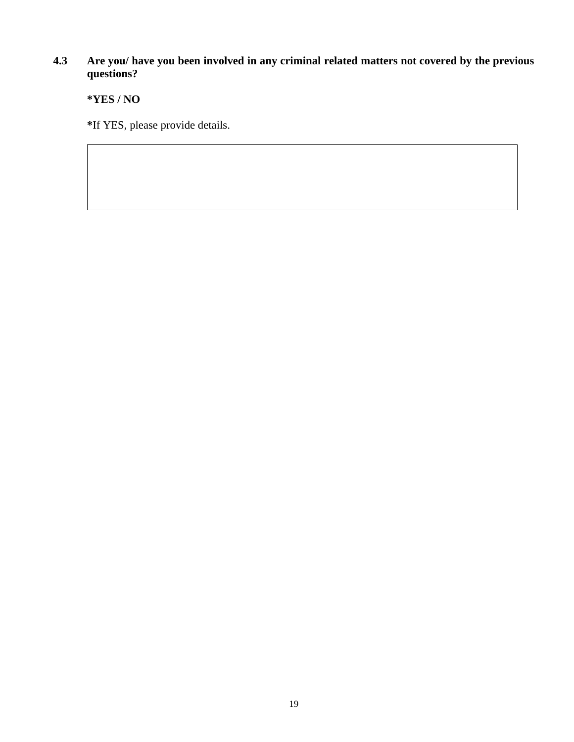**4.3 Are you/ have you been involved in any criminal related matters not covered by the previous questions?**

***YES / NO**

**\***If YES, please provide details.

| |
|---|
| |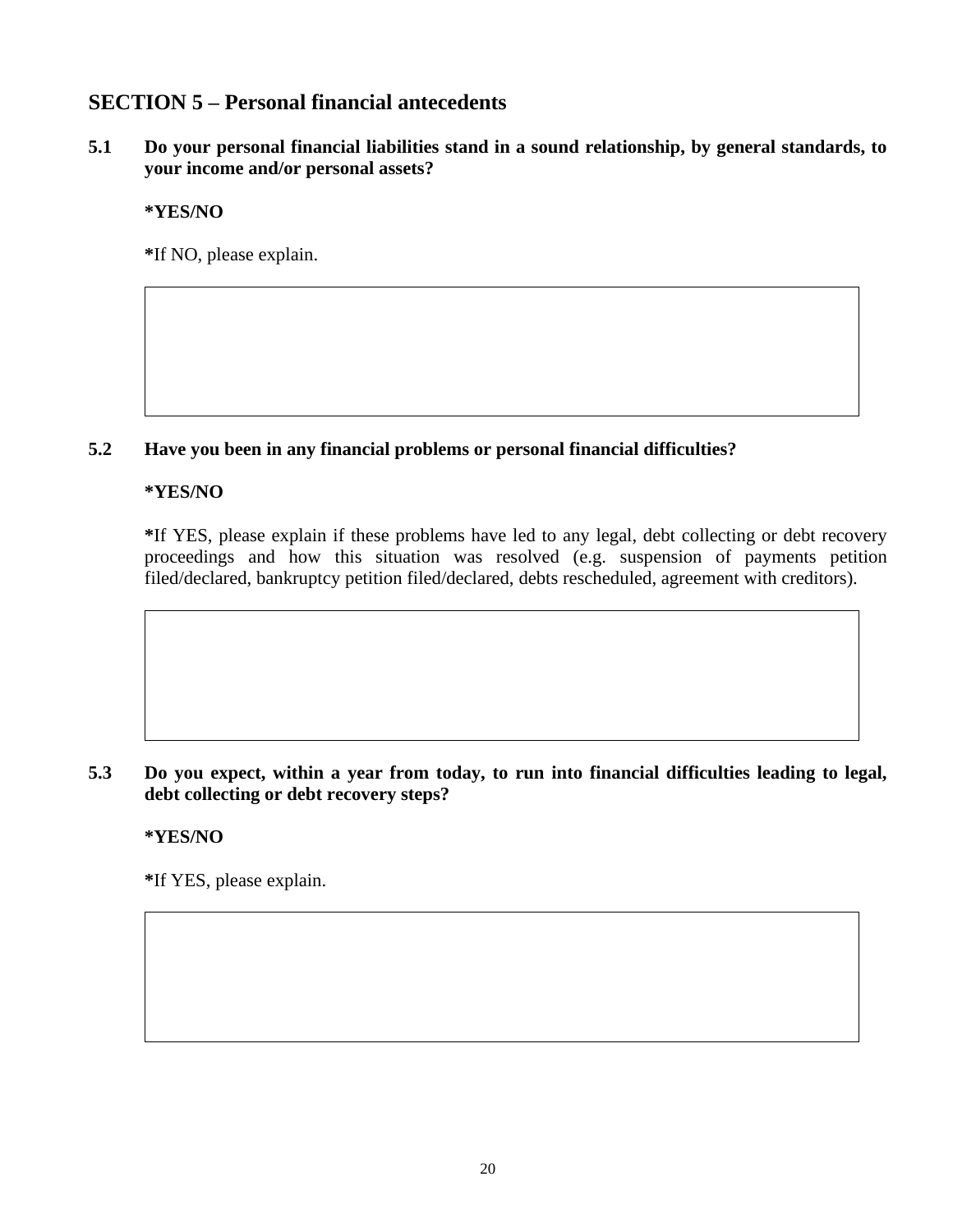## SECTION 5 – Personal financial antecedents

**5.1 Do your personal financial liabilities stand in a sound relationship, by general standards, to your income and/or personal assets?**

**\*YES/NO**

**\***If NO, please explain.

| |
|---|
| |

**5.2 Have you been in any financial problems or personal financial difficulties?**

**\*YES/NO**

**\***If YES, please explain if these problems have led to any legal, debt collecting or debt recovery proceedings and how this situation was resolved (e.g. suspension of payments petition filed/declared, bankruptcy petition filed/declared, debts rescheduled, agreement with creditors).

| |
|---|
| |

**5.3 Do you expect, within a year from today, to run into financial difficulties leading to legal, debt collecting or debt recovery steps?**

**\*YES/NO**

**\***If YES, please explain.

| |
|---|
| |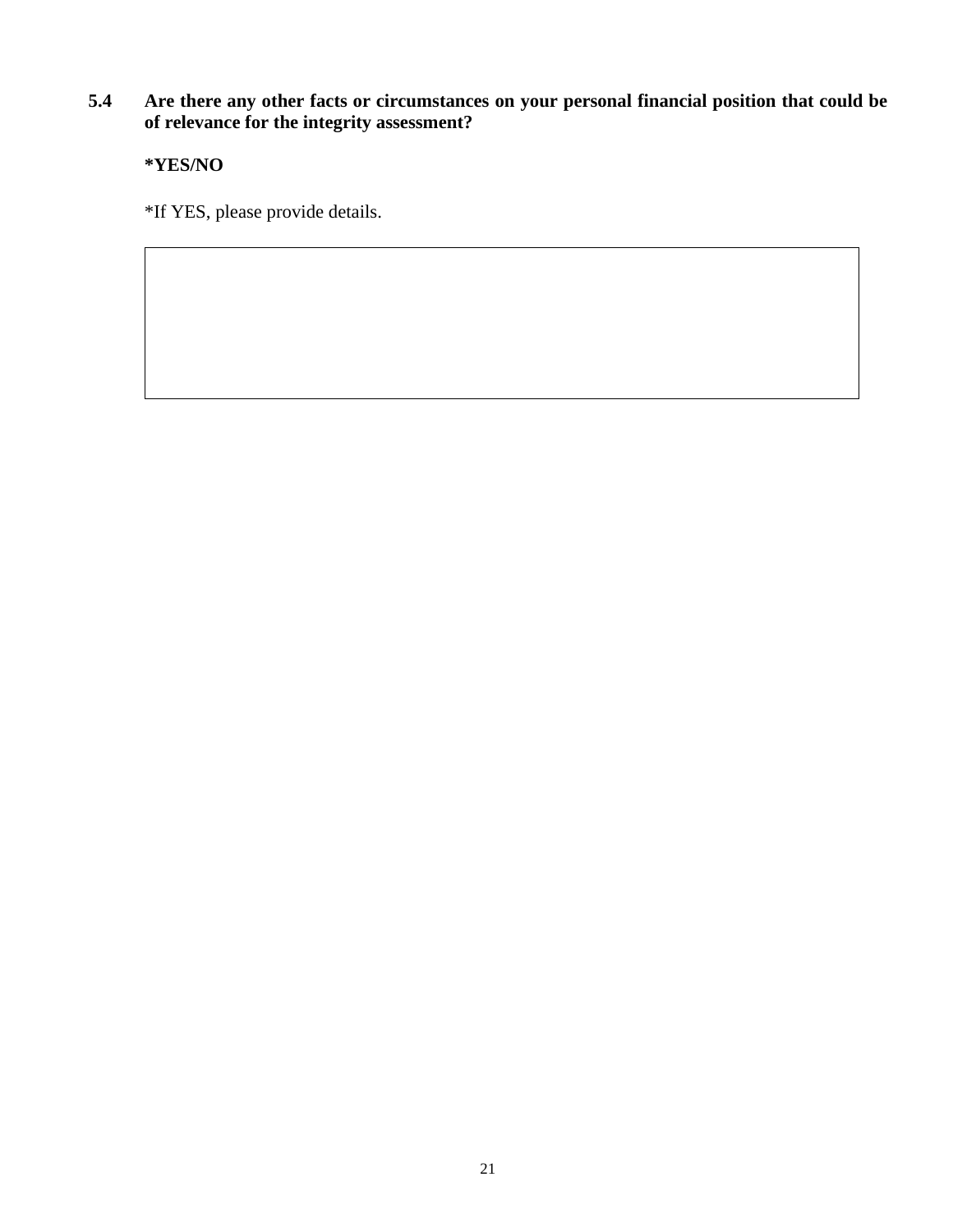**5.4 Are there any other facts or circumstances on your personal financial position that could be of relevance for the integrity assessment?**

**\*YES/NO**

\*If YES, please provide details.

| |
|---|
| |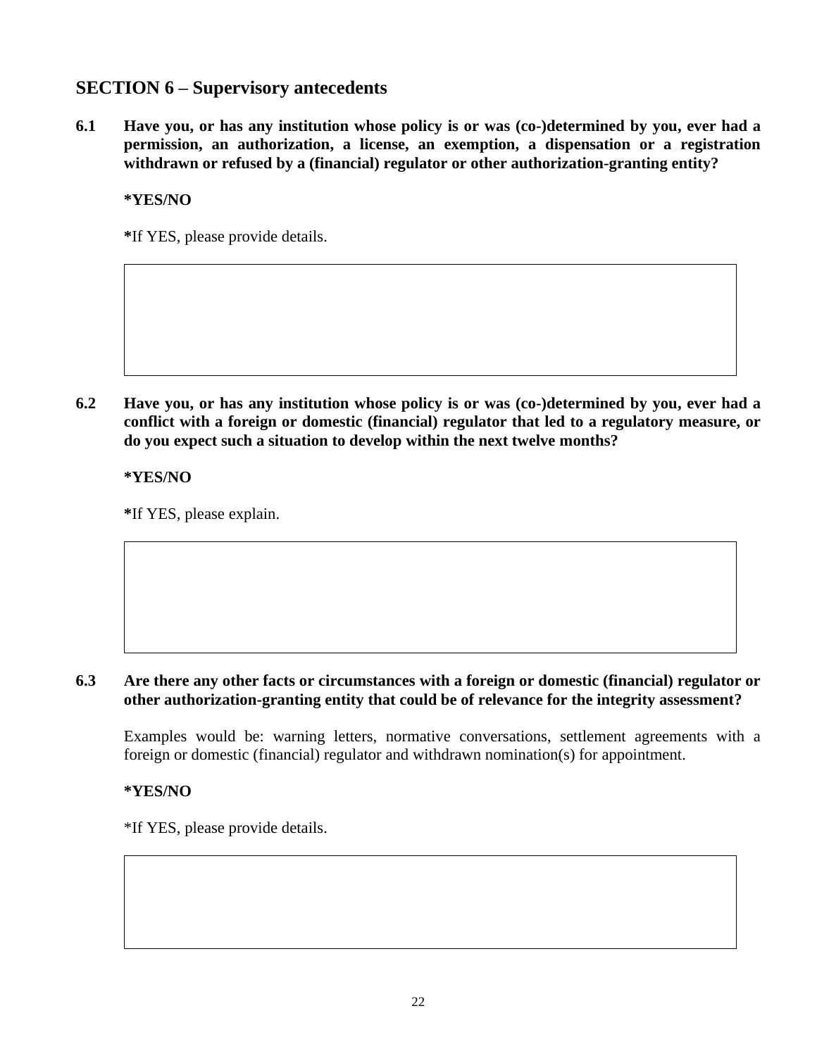## SECTION 6 – Supervisory antecedents

**6.1 Have you, or has any institution whose policy is or was (co-)determined by you, ever had a permission, an authorization, a license, an exemption, a dispensation or a registration withdrawn or refused by a (financial) regulator or other authorization-granting entity?**

**\*YES/NO**

**\***If YES, please provide details.

**6.2 Have you, or has any institution whose policy is or was (co-)determined by you, ever had a conflict with a foreign or domestic (financial) regulator that led to a regulatory measure, or do you expect such a situation to develop within the next twelve months?**

**\*YES/NO**

**\***If YES, please explain.

**6.3 Are there any other facts or circumstances with a foreign or domestic (financial) regulator or other authorization-granting entity that could be of relevance for the integrity assessment?**

Examples would be: warning letters, normative conversations, settlement agreements with a foreign or domestic (financial) regulator and withdrawn nomination(s) for appointment.

**\*YES/NO**

\*If YES, please provide details.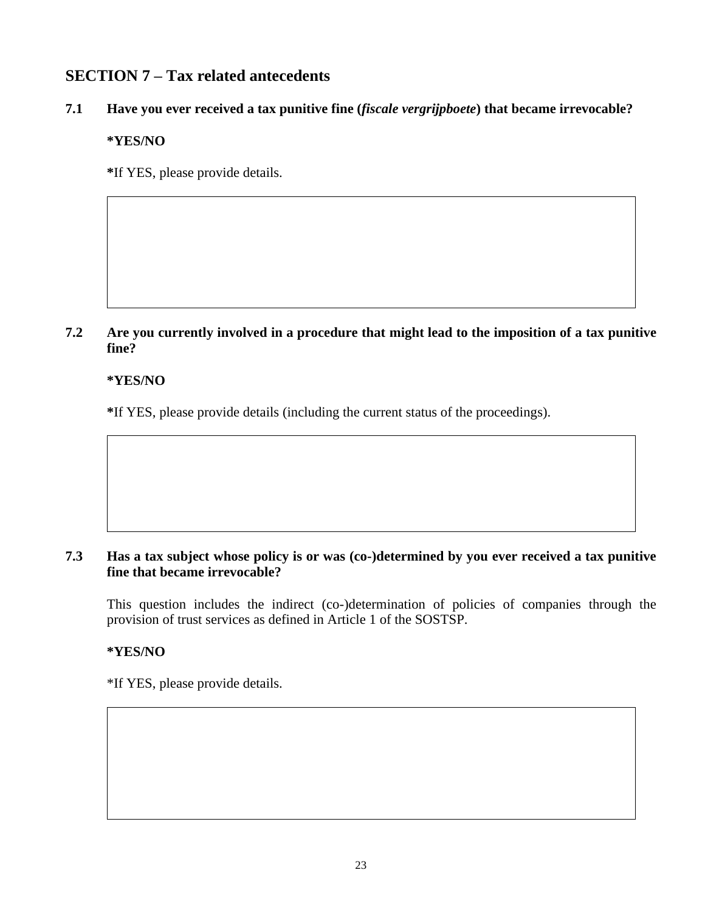## SECTION 7 – Tax related antecedents

**7.1 Have you ever received a tax punitive fine (*fiscale vergrijpboete*) that became irrevocable?**

**\*YES/NO**

**\***If YES, please provide details.

| |
|---|
| |

**7.2 Are you currently involved in a procedure that might lead to the imposition of a tax punitive fine?**

**\*YES/NO**

**\***If YES, please provide details (including the current status of the proceedings).

| |
|---|
| |

**7.3 Has a tax subject whose policy is or was (co-)determined by you ever received a tax punitive fine that became irrevocable?**

This question includes the indirect (co-)determination of policies of companies through the provision of trust services as defined in Article 1 of the SOSTSP.

**\*YES/NO**

\*If YES, please provide details.

| |
|---|
| |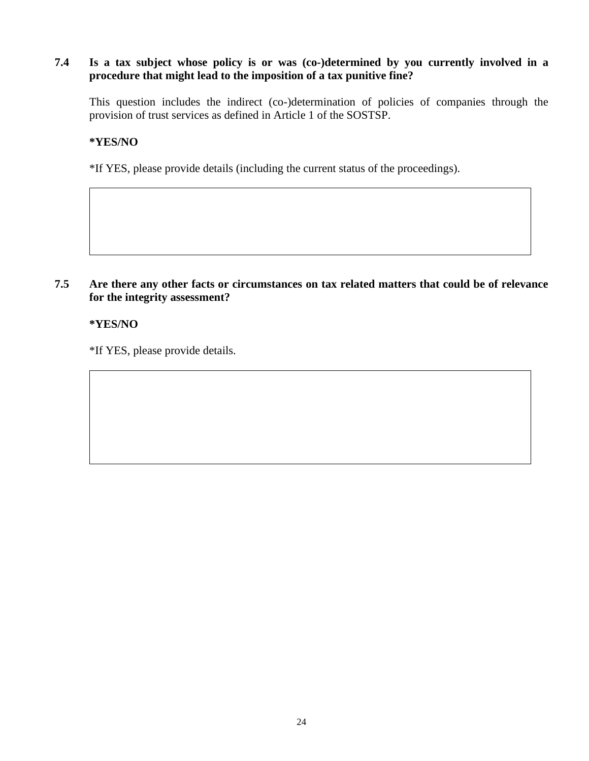**7.4 Is a tax subject whose policy is or was (co-)determined by you currently involved in a procedure that might lead to the imposition of a tax punitive fine?**

This question includes the indirect (co-)determination of policies of companies through the provision of trust services as defined in Article 1 of the SOSTSP.

***YES/NO**

*If YES, please provide details (including the current status of the proceedings).

| |
|---|
| |

**7.5 Are there any other facts or circumstances on tax related matters that could be of relevance for the integrity assessment?**

***YES/NO**

*If YES, please provide details.

| |
|---|
| |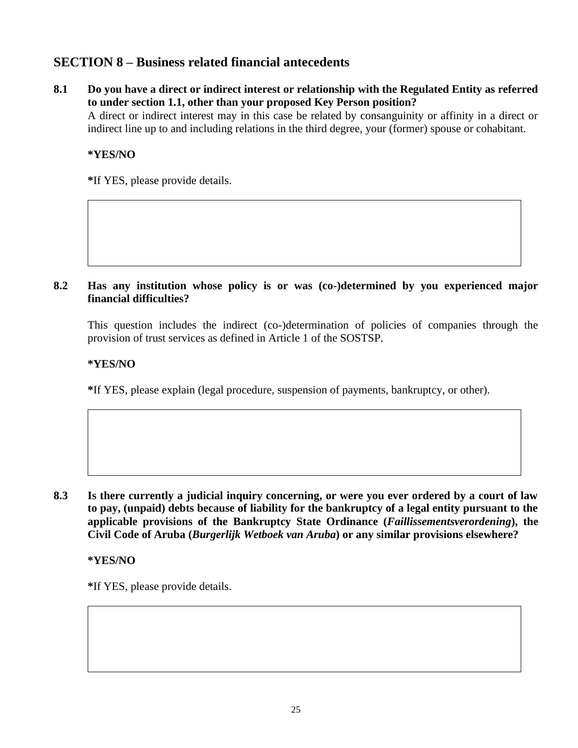## SECTION 8 – Business related financial antecedents

**8.1 Do you have a direct or indirect interest or relationship with the Regulated Entity as referred to under section 1.1, other than your proposed Key Person position?**

A direct or indirect interest may in this case be related by consanguinity or affinity in a direct or indirect line up to and including relations in the third degree, your (former) spouse or cohabitant.

**\*YES/NO**

**\***If YES, please provide details.

| |
|---|
| |

**8.2 Has any institution whose policy is or was (co-)determined by you experienced major financial difficulties?**

This question includes the indirect (co-)determination of policies of companies through the provision of trust services as defined in Article 1 of the SOSTSP.

**\*YES/NO**

**\***If YES, please explain (legal procedure, suspension of payments, bankruptcy, or other).

| |
|---|
| |

**8.3 Is there currently a judicial inquiry concerning, or were you ever ordered by a court of law to pay, (unpaid) debts because of liability for the bankruptcy of a legal entity pursuant to the applicable provisions of the Bankruptcy State Ordinance (*Faillissementsverordening*), the Civil Code of Aruba (*Burgerlijk Wetboek van Aruba*) or any similar provisions elsewhere?**

**\*YES/NO**

**\***If YES, please provide details.

| |
|---|
| |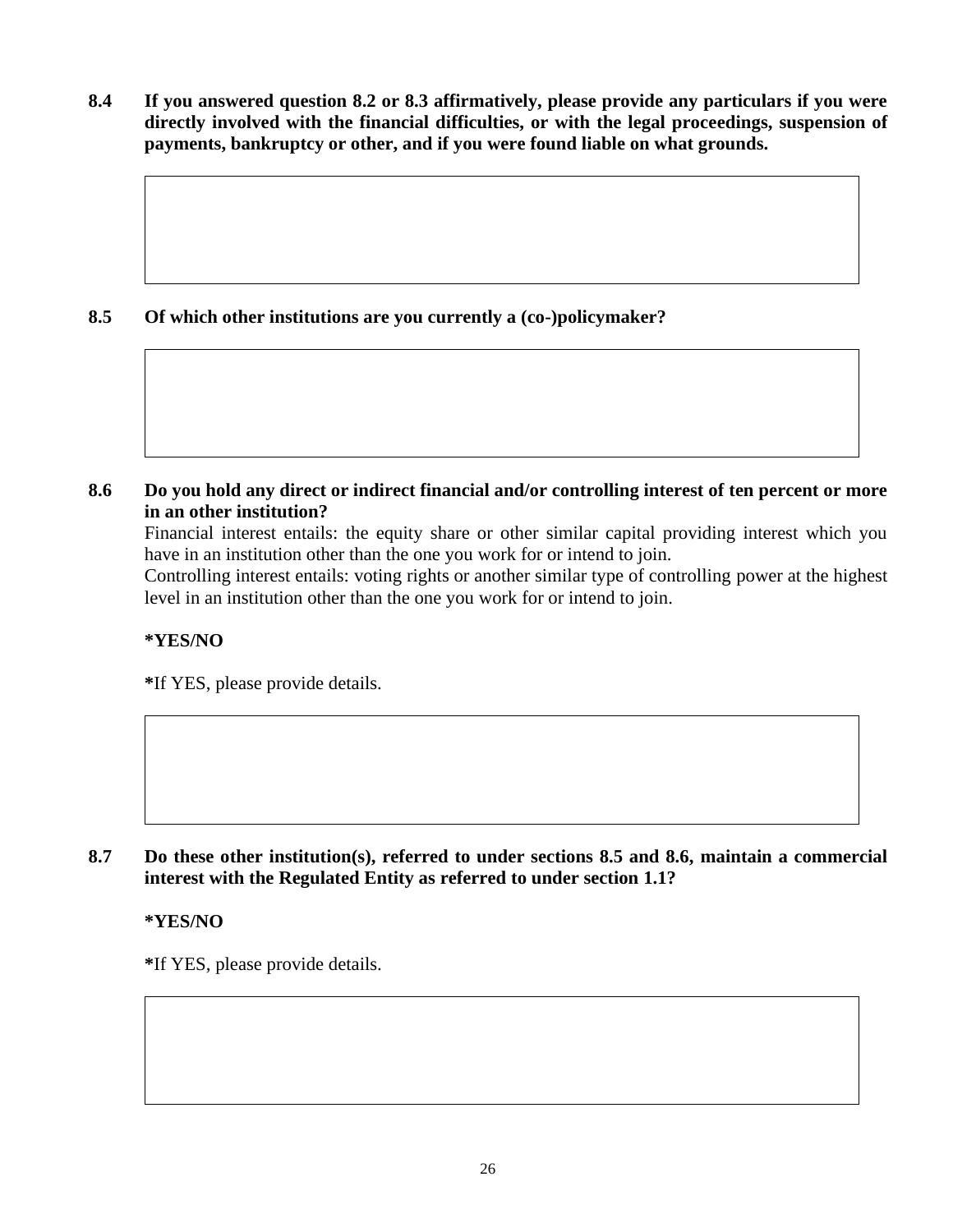**8.4 If you answered question 8.2 or 8.3 affirmatively, please provide any particulars if you were directly involved with the financial difficulties, or with the legal proceedings, suspension of payments, bankruptcy or other, and if you were found liable on what grounds.**

| |
|---|
| |

**8.5 Of which other institutions are you currently a (co-)policymaker?**

| |
|---|
| |

**8.6 Do you hold any direct or indirect financial and/or controlling interest of ten percent or more in an other institution?**

Financial interest entails: the equity share or other similar capital providing interest which you have in an institution other than the one you work for or intend to join.

Controlling interest entails: voting rights or another similar type of controlling power at the highest level in an institution other than the one you work for or intend to join.

**\*YES/NO**

**\***If YES, please provide details.

| |
|---|
| |

**8.7 Do these other institution(s), referred to under sections 8.5 and 8.6, maintain a commercial interest with the Regulated Entity as referred to under section 1.1?**

**\*YES/NO**

**\***If YES, please provide details.

| |
|---|
| |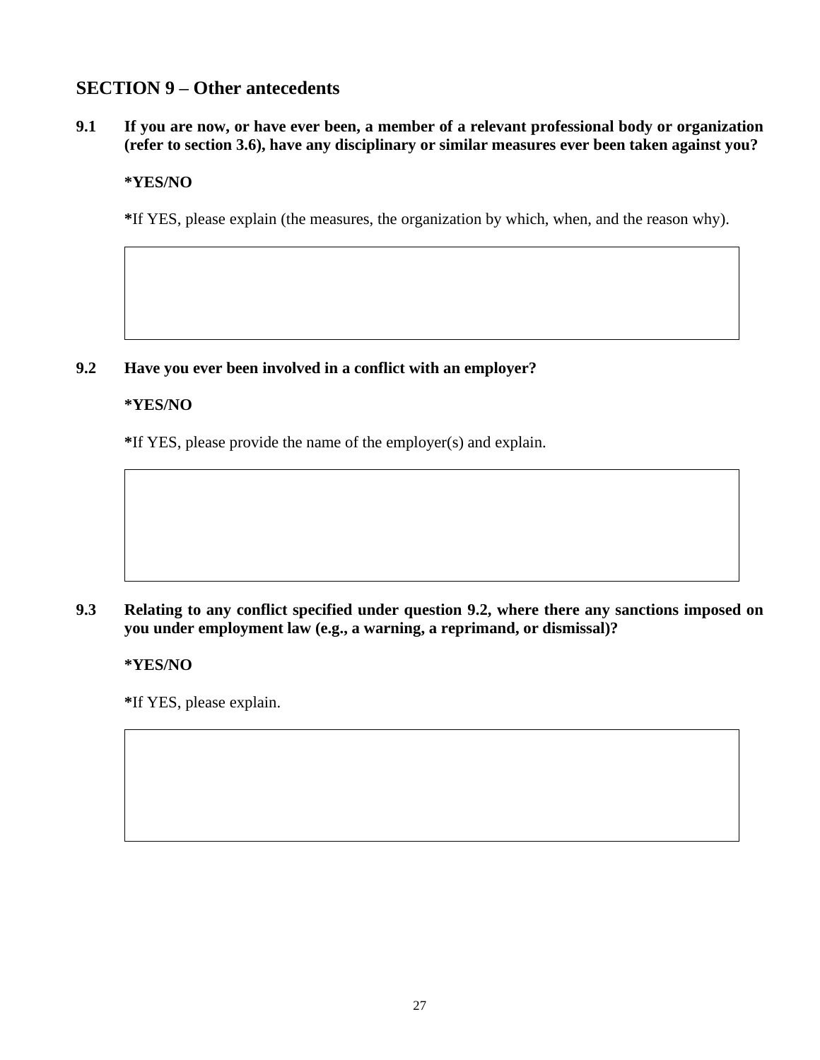## SECTION 9 – Other antecedents

**9.1 If you are now, or have ever been, a member of a relevant professional body or organization (refer to section 3.6), have any disciplinary or similar measures ever been taken against you?**

**\*YES/NO**

**\***If YES, please explain (the measures, the organization by which, when, and the reason why).

| |
|---|
| |

**9.2 Have you ever been involved in a conflict with an employer?**

**\*YES/NO**

**\***If YES, please provide the name of the employer(s) and explain.

| |
|---|
| |

**9.3 Relating to any conflict specified under question 9.2, where there any sanctions imposed on you under employment law (e.g., a warning, a reprimand, or dismissal)?**

**\*YES/NO**

**\***If YES, please explain.

| |
|---|
| |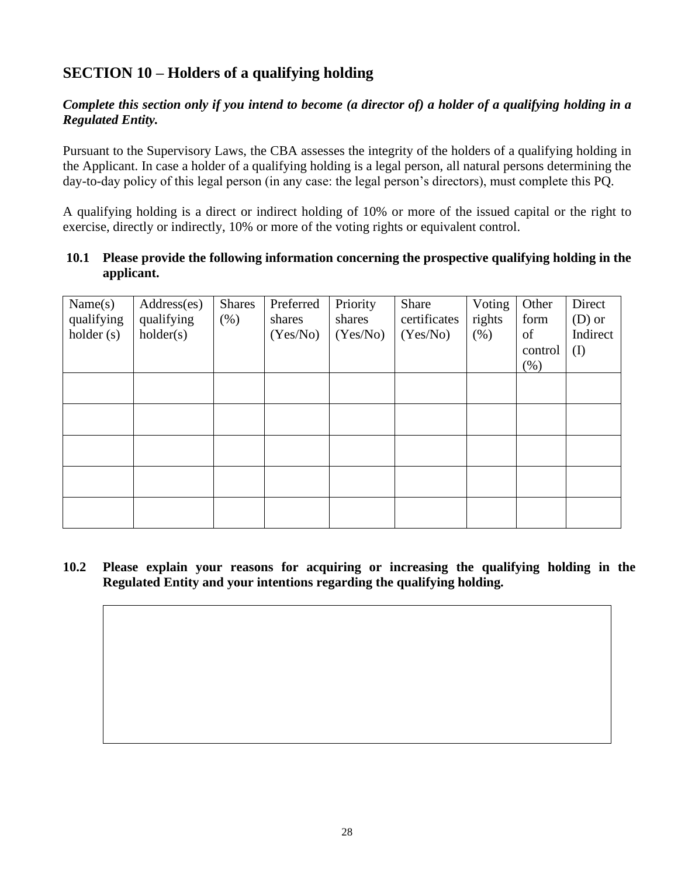## SECTION 10 – Holders of a qualifying holding

***Complete this section only if you intend to become (a director of) a holder of a qualifying holding in a Regulated Entity.***

Pursuant to the Supervisory Laws, the CBA assesses the integrity of the holders of a qualifying holding in the Applicant. In case a holder of a qualifying holding is a legal person, all natural persons determining the day-to-day policy of this legal person (in any case: the legal person's directors), must complete this PQ.

A qualifying holding is a direct or indirect holding of 10% or more of the issued capital or the right to exercise, directly or indirectly, 10% or more of the voting rights or equivalent control.

**10.1 Please provide the following information concerning the prospective qualifying holding in the applicant.**

| Name(s) qualifying holder (s) | Address(es) qualifying holder(s) | Shares (%) | Preferred shares (Yes/No) | Priority shares (Yes/No) | Share certificates (Yes/No) | Voting rights (%) | Other form of control (%) | Direct (D) or Indirect (I) |
|---|---|---|---|---|---|---|---|---|
| | | | | | | | | |
| | | | | | | | | |
| | | | | | | | | |
| | | | | | | | | |
| | | | | | | | | |

**10.2 Please explain your reasons for acquiring or increasing the qualifying holding in the Regulated Entity and your intentions regarding the qualifying holding.**

| |
|---|
| |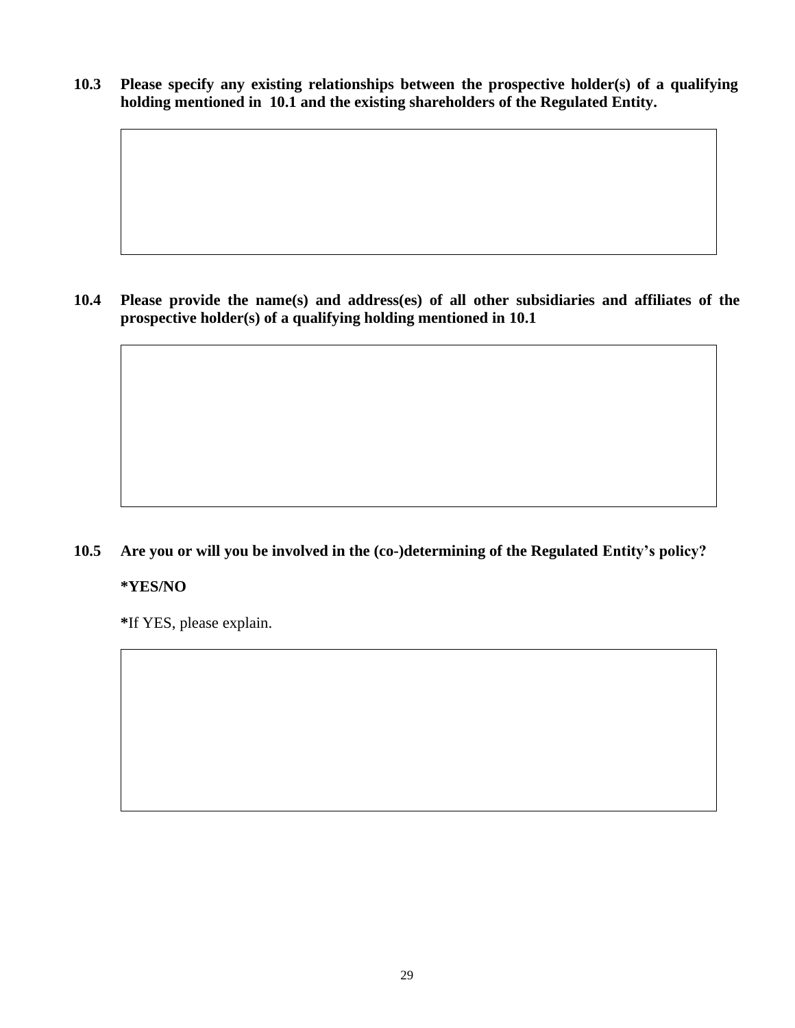**10.3 Please specify any existing relationships between the prospective holder(s) of a qualifying holding mentioned in 10.1 and the existing shareholders of the Regulated Entity.**

| |
|---|
| |

**10.4 Please provide the name(s) and address(es) of all other subsidiaries and affiliates of the prospective holder(s) of a qualifying holding mentioned in 10.1**

| |
|---|
| |

**10.5 Are you or will you be involved in the (co-)determining of the Regulated Entity's policy?**

**\*YES/NO**

**\***If YES, please explain.

| |
|---|
| |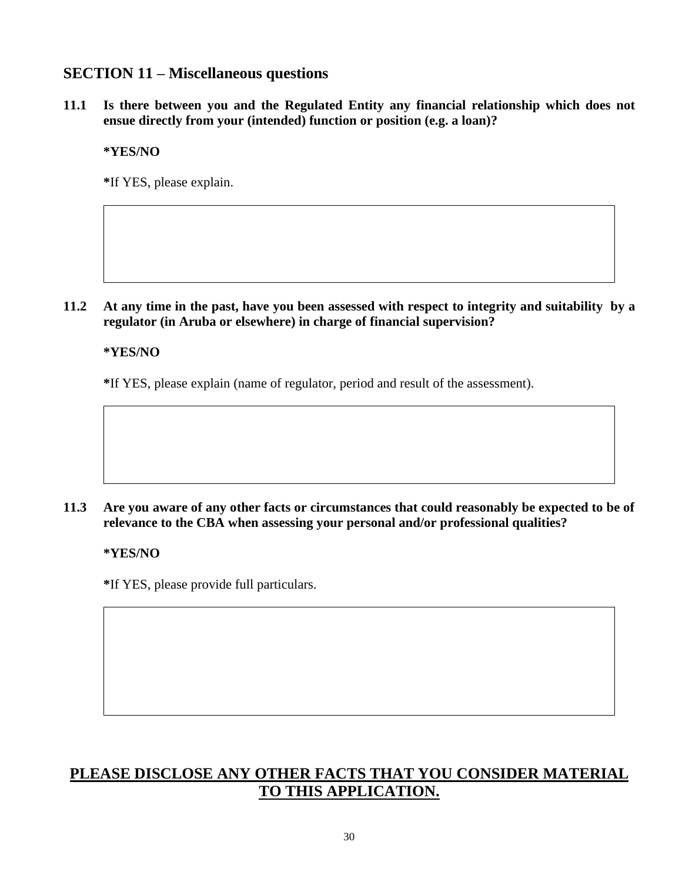## SECTION 11 – Miscellaneous questions

**11.1 Is there between you and the Regulated Entity any financial relationship which does not ensue directly from your (intended) function or position (e.g. a loan)?**

**\*YES/NO**

**\***If YES, please explain.

| |
|---|
| |

**11.2 At any time in the past, have you been assessed with respect to integrity and suitability by a regulator (in Aruba or elsewhere) in charge of financial supervision?**

**\*YES/NO**

**\***If YES, please explain (name of regulator, period and result of the assessment).

| |
|---|
| |

**11.3 Are you aware of any other facts or circumstances that could reasonably be expected to be of relevance to the CBA when assessing your personal and/or professional qualities?**

**\*YES/NO**

**\***If YES, please provide full particulars.

| |
|---|
| |

**<u>PLEASE DISCLOSE ANY OTHER FACTS THAT YOU CONSIDER MATERIAL TO THIS APPLICATION.</u>**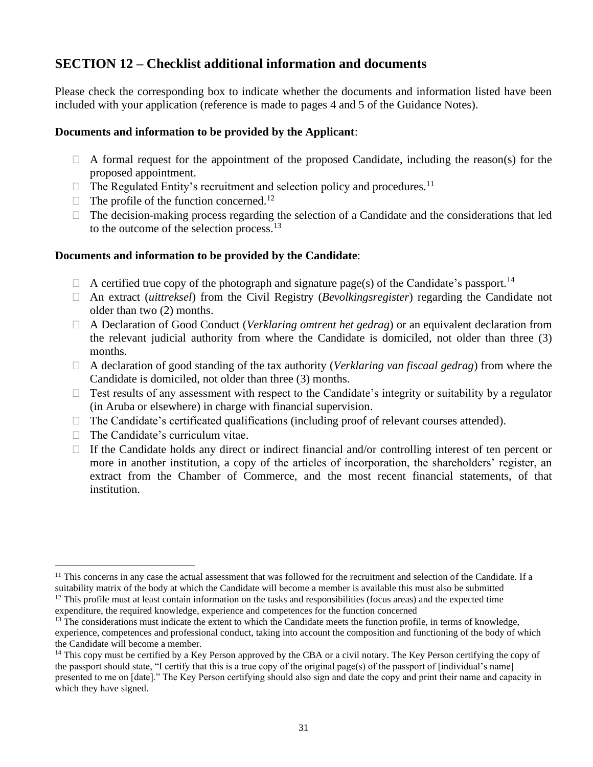## SECTION 12 – Checklist additional information and documents

Please check the corresponding box to indicate whether the documents and information listed have been included with your application (reference is made to pages 4 and 5 of the Guidance Notes).

**Documents and information to be provided by the Applicant**:

- ☐ A formal request for the appointment of the proposed Candidate, including the reason(s) for the proposed appointment.
- ☐ The Regulated Entity's recruitment and selection policy and procedures.[11]
- ☐ The profile of the function concerned.[12]
- ☐ The decision-making process regarding the selection of a Candidate and the considerations that led to the outcome of the selection process.[13]

**Documents and information to be provided by the Candidate**:

- ☐ A certified true copy of the photograph and signature page(s) of the Candidate's passport.[14]
- ☐ An extract (*uittreksel*) from the Civil Registry (*Bevolkingsregister*) regarding the Candidate not older than two (2) months.
- ☐ A Declaration of Good Conduct (*Verklaring omtrent het gedrag*) or an equivalent declaration from the relevant judicial authority from where the Candidate is domiciled, not older than three (3) months.
- ☐ A declaration of good standing of the tax authority (*Verklaring van fiscaal gedrag*) from where the Candidate is domiciled, not older than three (3) months.
- ☐ Test results of any assessment with respect to the Candidate's integrity or suitability by a regulator (in Aruba or elsewhere) in charge with financial supervision.
- ☐ The Candidate's certificated qualifications (including proof of relevant courses attended).
- ☐ The Candidate's curriculum vitae.
- ☐ If the Candidate holds any direct or indirect financial and/or controlling interest of ten percent or more in another institution, a copy of the articles of incorporation, the shareholders' register, an extract from the Chamber of Commerce, and the most recent financial statements, of that institution.

---

[11] This concerns in any case the actual assessment that was followed for the recruitment and selection of the Candidate. If a suitability matrix of the body at which the Candidate will become a member is available this must also be submitted

[12] This profile must at least contain information on the tasks and responsibilities (focus areas) and the expected time expenditure, the required knowledge, experience and competences for the function concerned

[13] The considerations must indicate the extent to which the Candidate meets the function profile, in terms of knowledge, experience, competences and professional conduct, taking into account the composition and functioning of the body of which the Candidate will become a member.

[14] This copy must be certified by a Key Person approved by the CBA or a civil notary. The Key Person certifying the copy of the passport should state, "I certify that this is a true copy of the original page(s) of the passport of [individual's name] presented to me on [date]." The Key Person certifying should also sign and date the copy and print their name and capacity in which they have signed.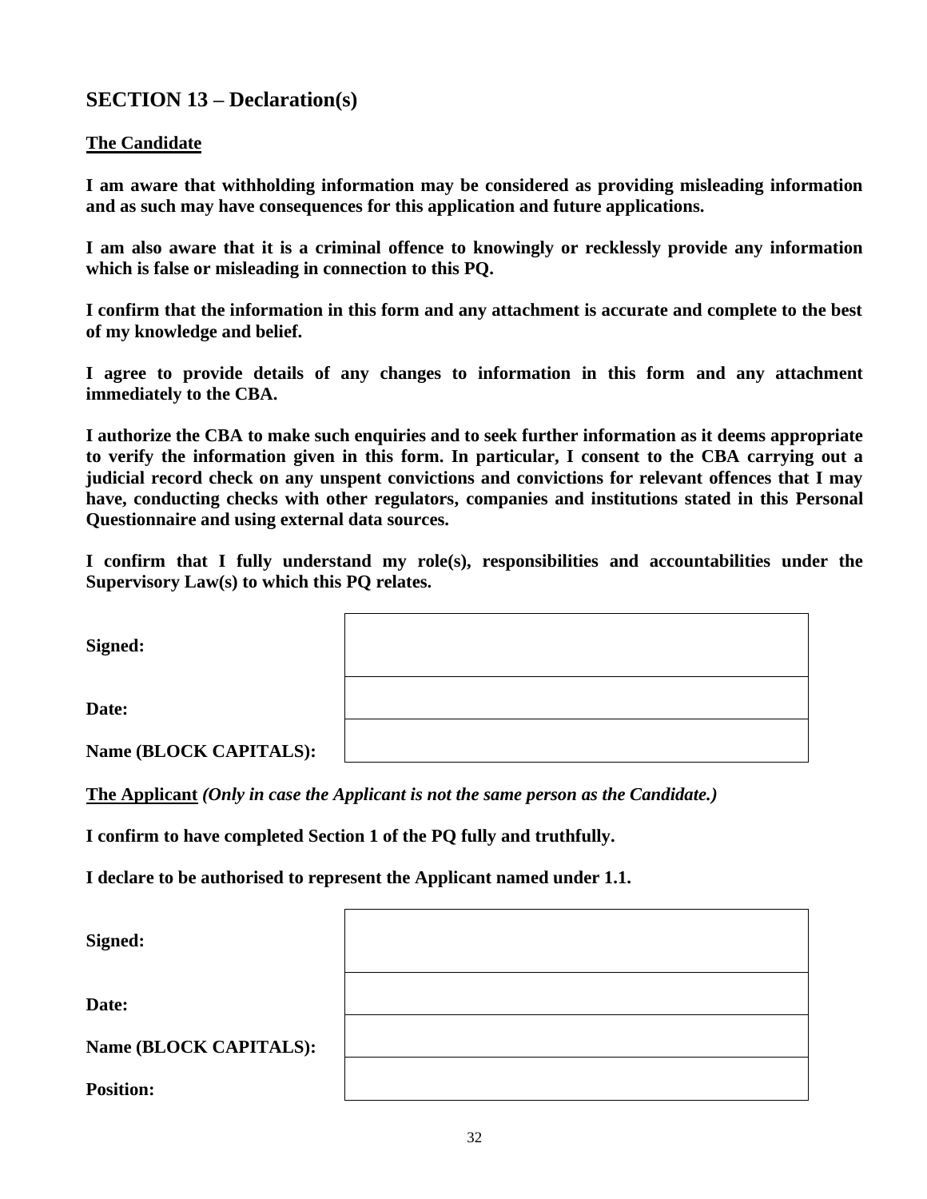## SECTION 13 – Declaration(s)

**<u>The Candidate</u>**

**I am aware that withholding information may be considered as providing misleading information and as such may have consequences for this application and future applications.**

**I am also aware that it is a criminal offence to knowingly or recklessly provide any information which is false or misleading in connection to this PQ.**

**I confirm that the information in this form and any attachment is accurate and complete to the best of my knowledge and belief.**

**I agree to provide details of any changes to information in this form and any attachment immediately to the CBA.**

**I authorize the CBA to make such enquiries and to seek further information as it deems appropriate to verify the information given in this form. In particular, I consent to the CBA carrying out a judicial record check on any unspent convictions and convictions for relevant offences that I may have, conducting checks with other regulators, companies and institutions stated in this Personal Questionnaire and using external data sources.**

**I confirm that I fully understand my role(s), responsibilities and accountabilities under the Supervisory Law(s) to which this PQ relates.**

| | |
|---|---|
| **Signed:** | |
| **Date:** | |
| **Name (BLOCK CAPITALS):** | |

**<u>The Applicant</u>** ***(Only in case the Applicant is not the same person as the Candidate.)***

**I confirm to have completed Section 1 of the PQ fully and truthfully.**

**I declare to be authorised to represent the Applicant named under 1.1.**

| | |
|---|---|
| **Signed:** | |
| **Date:** | |
| **Name (BLOCK CAPITALS):** | |
| **Position:** | |